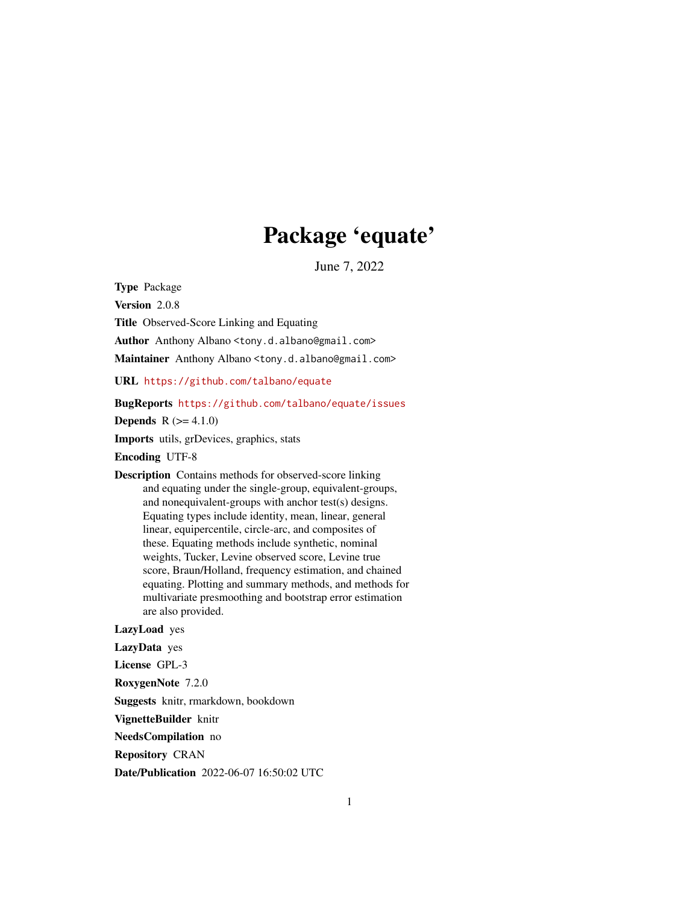# Package 'equate'

June 7, 2022

**Type** Package

**Version** 2.0.8

**Title** Observed-Score Linking and Equating

**Author** Anthony Albano <tony.d.albano@gmail.com>

**Maintainer** Anthony Albano <tony.d.albano@gmail.com>

**URL** https://github.com/talbano/equate

**BugReports** https://github.com/talbano/equate/issues

**Depends** R (>= 4.1.0)

**Imports** utils, grDevices, graphics, stats

**Encoding** UTF-8

**Description** Contains methods for observed-score linking and equating under the single-group, equivalent-groups, and nonequivalent-groups with anchor test(s) designs. Equating types include identity, mean, linear, general linear, equipercentile, circle-arc, and composites of these. Equating methods include synthetic, nominal weights, Tucker, Levine observed score, Levine true score, Braun/Holland, frequency estimation, and chained equating. Plotting and summary methods, and methods for multivariate presmoothing and bootstrap error estimation are also provided.

**LazyLoad** yes

**LazyData** yes

**License** GPL-3

**RoxygenNote** 7.2.0

**Suggests** knitr, rmarkdown, bookdown

**VignetteBuilder** knitr

**NeedsCompilation** no

**Repository** CRAN

**Date/Publication** 2022-06-07 16:50:02 UTC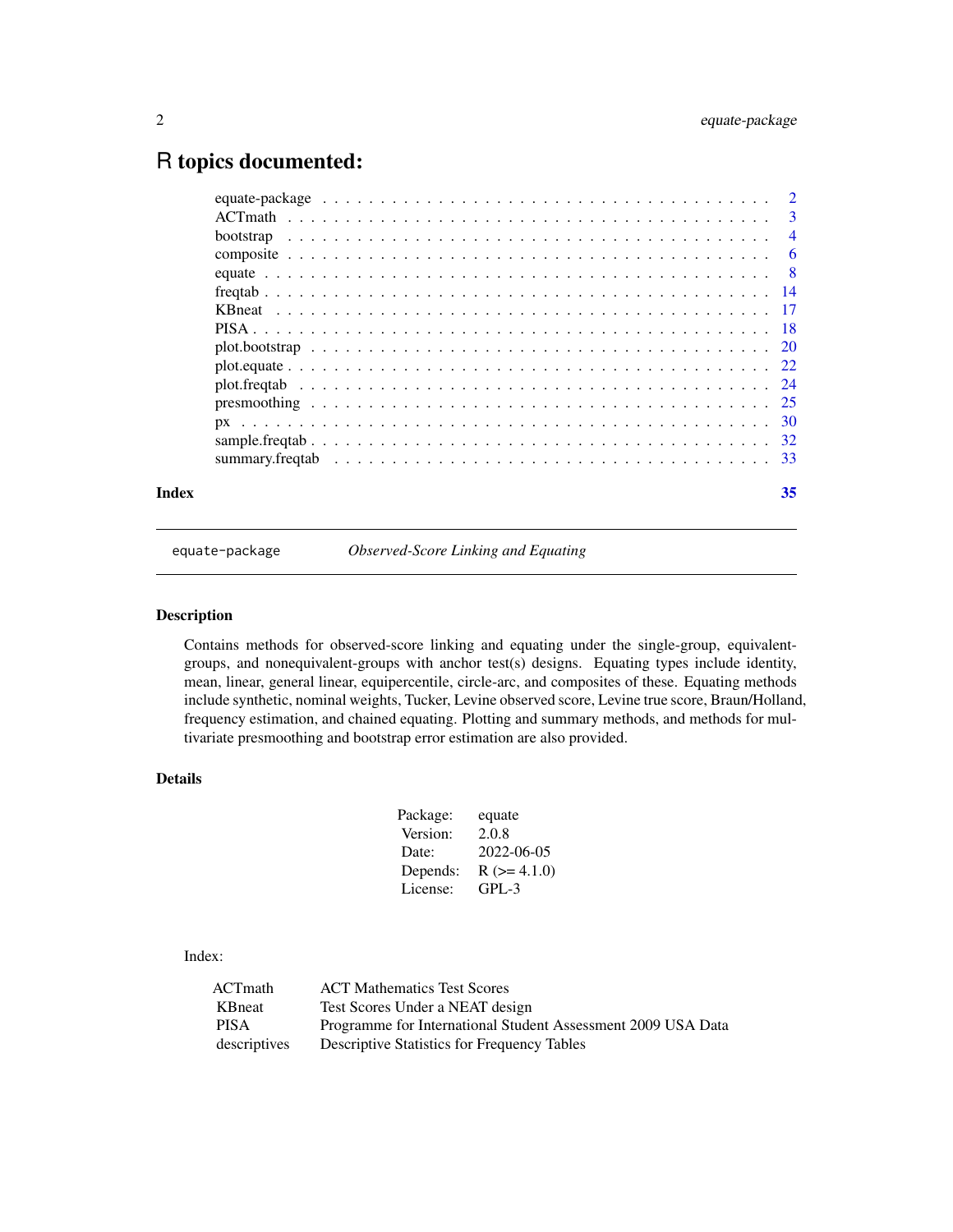# R topics documented:

| | |
|---|---|
| equate-package | 2 |
| ACTmath | 3 |
| bootstrap | 4 |
| composite | 6 |
| equate | 8 |
| freqtab | 14 |
| KBneat | 17 |
| PISA | 18 |
| plot.bootstrap | 20 |
| plot.equate | 22 |
| plot.freqtab | 24 |
| presmoothing | 25 |
| px | 30 |
| sample.freqtab | 32 |
| summary.freqtab | 33 |
| **Index** | **35** |

---

equate-package &nbsp;&nbsp;&nbsp;&nbsp; *Observed-Score Linking and Equating*

---

## Description

Contains methods for observed-score linking and equating under the single-group, equivalent-groups, and nonequivalent-groups with anchor test(s) designs. Equating types include identity, mean, linear, general linear, equipercentile, circle-arc, and composites of these. Equating methods include synthetic, nominal weights, Tucker, Levine observed score, Levine true score, Braun/Holland, frequency estimation, and chained equating. Plotting and summary methods, and methods for multivariate presmoothing and bootstrap error estimation are also provided.

## Details

| | |
|---|---|
| Package: | equate |
| Version: | 2.0.8 |
| Date: | 2022-06-05 |
| Depends: | R (>= 4.1.0) |
| License: | GPL-3 |

Index:

| | |
|---|---|
| ACTmath | ACT Mathematics Test Scores |
| KBneat | Test Scores Under a NEAT design |
| PISA | Programme for International Student Assessment 2009 USA Data |
| descriptives | Descriptive Statistics for Frequency Tables |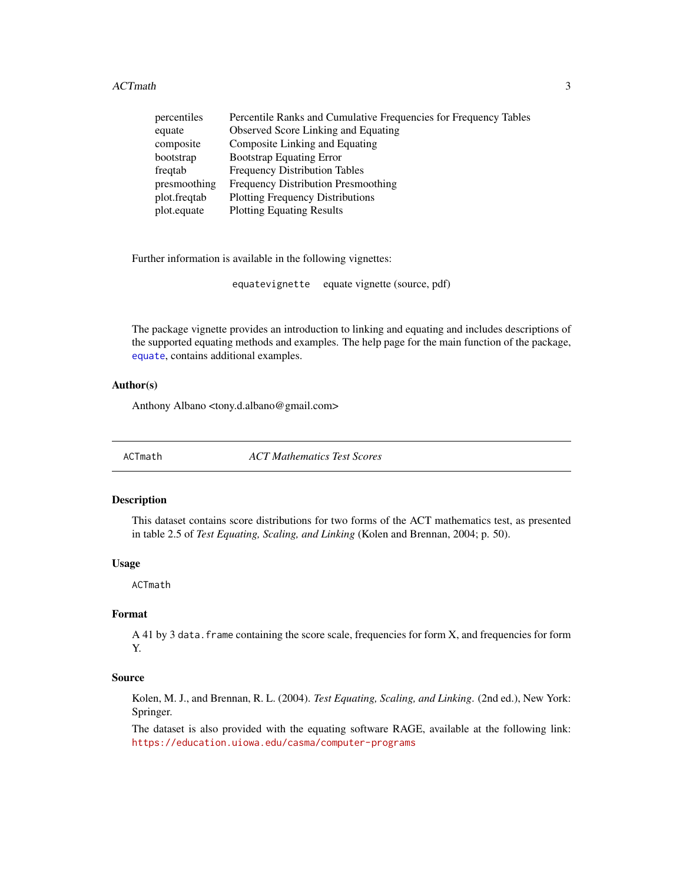| | |
|---|---|
| percentiles | Percentile Ranks and Cumulative Frequencies for Frequency Tables |
| equate | Observed Score Linking and Equating |
| composite | Composite Linking and Equating |
| bootstrap | Bootstrap Equating Error |
| freqtab | Frequency Distribution Tables |
| presmoothing | Frequency Distribution Presmoothing |
| plot.freqtab | Plotting Frequency Distributions |
| plot.equate | Plotting Equating Results |

Further information is available in the following vignettes:

| | |
|---|---|
| `equatevignette` | equate vignette (source, pdf) |

The package vignette provides an introduction to linking and equating and includes descriptions of the supported equating methods and examples. The help page for the main function of the package, `equate`, contains additional examples.

### Author(s)

Anthony Albano <tony.d.albano@gmail.com>

---

## ACTmath — *ACT Mathematics Test Scores*

### Description

This dataset contains score distributions for two forms of the ACT mathematics test, as presented in table 2.5 of *Test Equating, Scaling, and Linking* (Kolen and Brennan, 2004; p. 50).

### Usage

```
ACTmath
```

### Format

A 41 by 3 `data.frame` containing the score scale, frequencies for form X, and frequencies for form Y.

### Source

Kolen, M. J., and Brennan, R. L. (2004). *Test Equating, Scaling, and Linking*. (2nd ed.), New York: Springer.

The dataset is also provided with the equating software RAGE, available at the following link: https://education.uiowa.edu/casma/computer-programs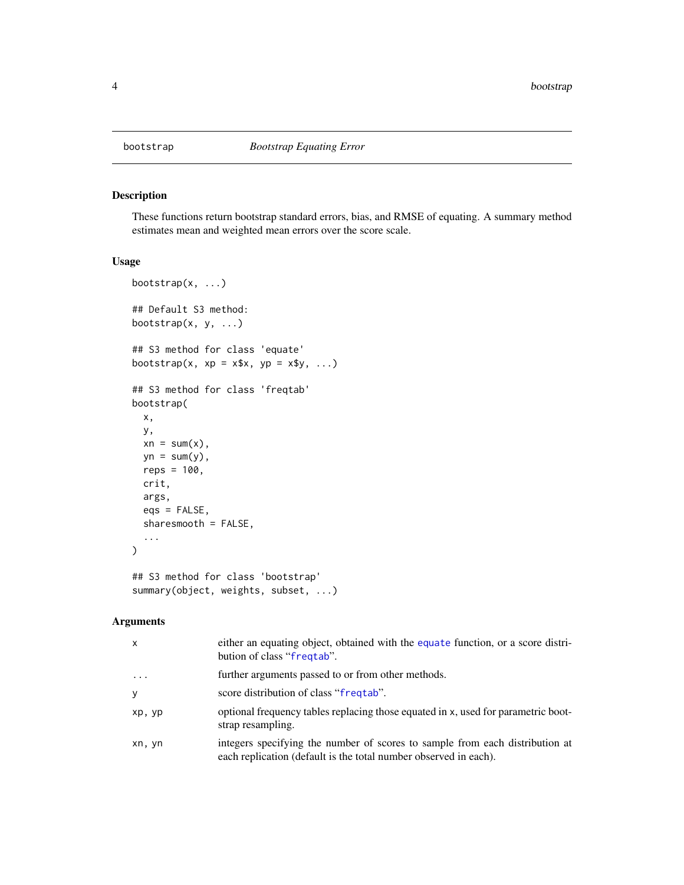# bootstrap — *Bootstrap Equating Error*

## Description

These functions return bootstrap standard errors, bias, and RMSE of equating. A summary method estimates mean and weighted mean errors over the score scale.

## Usage

```
bootstrap(x, ...)

## Default S3 method:
bootstrap(x, y, ...)

## S3 method for class 'equate'
bootstrap(x, xp = x$x, yp = x$y, ...)

## S3 method for class 'freqtab'
bootstrap(
  x,
  y,
  xn = sum(x),
  yn = sum(y),
  reps = 100,
  crit,
  args,
  eqs = FALSE,
  sharesmooth = FALSE,
  ...
)

## S3 method for class 'bootstrap'
summary(object, weights, subset, ...)
```

## Arguments

| | |
|---|---|
| `x` | either an equating object, obtained with the `equate` function, or a score distribution of class "`freqtab`". |
| `...` | further arguments passed to or from other methods. |
| `y` | score distribution of class "`freqtab`". |
| `xp, yp` | optional frequency tables replacing those equated in `x`, used for parametric bootstrap resampling. |
| `xn, yn` | integers specifying the number of scores to sample from each distribution at each replication (default is the total number observed in each). |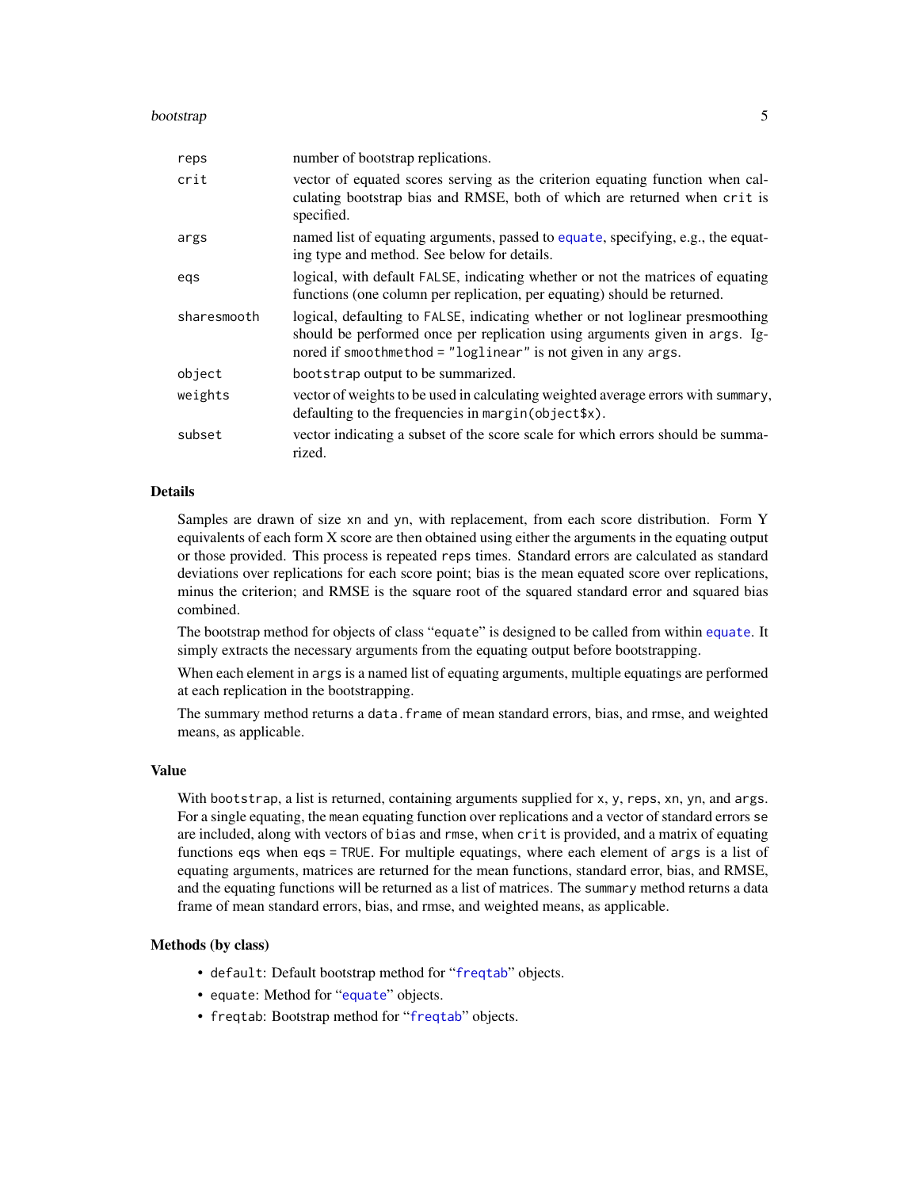| | |
|---|---|
| `reps` | number of bootstrap replications. |
| `crit` | vector of equated scores serving as the criterion equating function when calculating bootstrap bias and RMSE, both of which are returned when `crit` is specified. |
| `args` | named list of equating arguments, passed to `equate`, specifying, e.g., the equating type and method. See below for details. |
| `eqs` | logical, with default `FALSE`, indicating whether or not the matrices of equating functions (one column per replication, per equating) should be returned. |
| `sharesmooth` | logical, defaulting to `FALSE`, indicating whether or not loglinear presmoothing should be performed once per replication using arguments given in `args`. Ignored if `smoothmethod = "loglinear"` is not given in any `args`. |
| `object` | `bootstrap` output to be summarized. |
| `weights` | vector of weights to be used in calculating weighted average errors with `summary`, defaulting to the frequencies in `margin(object$x)`. |
| `subset` | vector indicating a subset of the score scale for which errors should be summarized. |

## Details

Samples are drawn of size `xn` and `yn`, with replacement, from each score distribution. Form Y equivalents of each form X score are then obtained using either the arguments in the equating output or those provided. This process is repeated `reps` times. Standard errors are calculated as standard deviations over replications for each score point; bias is the mean equated score over replications, minus the criterion; and RMSE is the square root of the squared standard error and squared bias combined.

The bootstrap method for objects of class "`equate`" is designed to be called from within `equate`. It simply extracts the necessary arguments from the equating output before bootstrapping.

When each element in `args` is a named list of equating arguments, multiple equatings are performed at each replication in the bootstrapping.

The summary method returns a `data.frame` of mean standard errors, bias, and rmse, and weighted means, as applicable.

## Value

With `bootstrap`, a list is returned, containing arguments supplied for `x`, `y`, `reps`, `xn`, `yn`, and `args`. For a single equating, the `mean` equating function over replications and a vector of standard errors `se` are included, along with vectors of `bias` and `rmse`, when `crit` is provided, and a matrix of equating functions `eqs` when `eqs = TRUE`. For multiple equatings, where each element of `args` is a list of equating arguments, matrices are returned for the mean functions, standard error, bias, and RMSE, and the equating functions will be returned as a list of matrices. The `summary` method returns a data frame of mean standard errors, bias, and rmse, and weighted means, as applicable.

## Methods (by class)

- `default`: Default bootstrap method for "`freqtab`" objects.
- `equate`: Method for "`equate`" objects.
- `freqtab`: Bootstrap method for "`freqtab`" objects.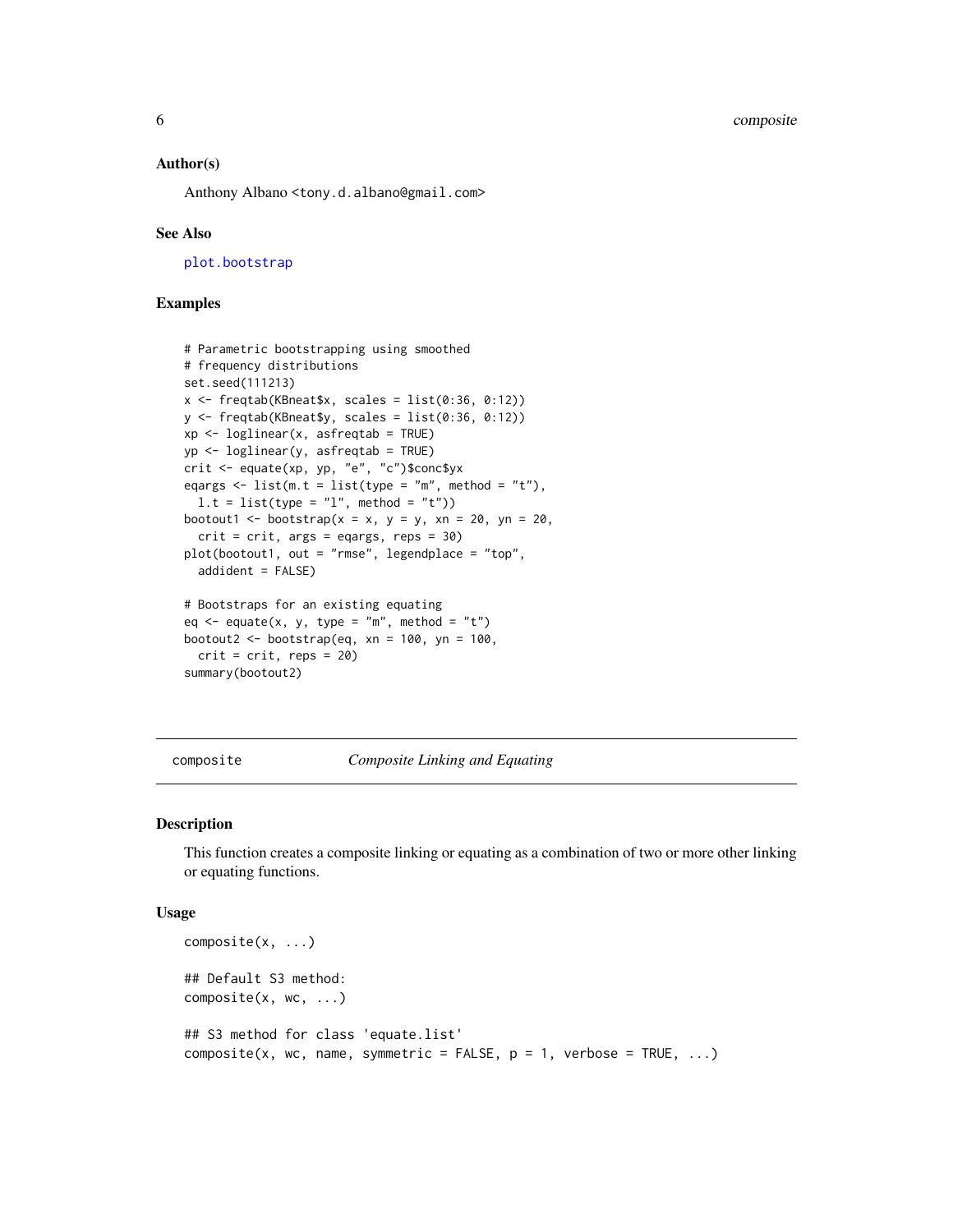### Author(s)

Anthony Albano <tony.d.albano@gmail.com>

### See Also

plot.bootstrap

### Examples

```
# Parametric bootstrapping using smoothed
# frequency distributions
set.seed(111213)
x <- freqtab(KBneat$x, scales = list(0:36, 0:12))
y <- freqtab(KBneat$y, scales = list(0:36, 0:12))
xp <- loglinear(x, asfreqtab = TRUE)
yp <- loglinear(y, asfreqtab = TRUE)
crit <- equate(xp, yp, "e", "c")$conc$yx
eqargs <- list(m.t = list(type = "m", method = "t"),
  l.t = list(type = "l", method = "t"))
bootout1 <- bootstrap(x = x, y = y, xn = 20, yn = 20,
  crit = crit, args = eqargs, reps = 30)
plot(bootout1, out = "rmse", legendplace = "top",
  addident = FALSE)

# Bootstraps for an existing equating
eq <- equate(x, y, type = "m", method = "t")
bootout2 <- bootstrap(eq, xn = 100, yn = 100,
  crit = crit, reps = 20)
summary(bootout2)
```

---

## composite *Composite Linking and Equating*

### Description

This function creates a composite linking or equating as a combination of two or more other linking or equating functions.

### Usage

```
composite(x, ...)

## Default S3 method:
composite(x, wc, ...)

## S3 method for class 'equate.list'
composite(x, wc, name, symmetric = FALSE, p = 1, verbose = TRUE, ...)
```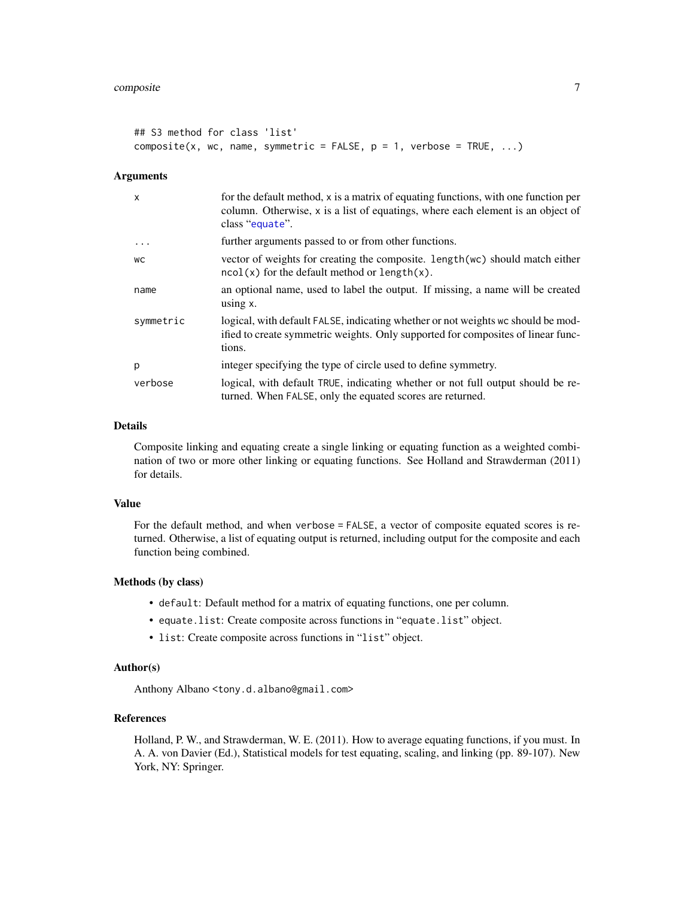```
## S3 method for class 'list'
composite(x, wc, name, symmetric = FALSE, p = 1, verbose = TRUE, ...)
```

### Arguments

| | |
|---|---|
| x | for the default method, x is a matrix of equating functions, with one function per column. Otherwise, x is a list of equatings, where each element is an object of class "equate". |
| ... | further arguments passed to or from other functions. |
| wc | vector of weights for creating the composite. length(wc) should match either ncol(x) for the default method or length(x). |
| name | an optional name, used to label the output. If missing, a name will be created using x. |
| symmetric | logical, with default FALSE, indicating whether or not weights wc should be modified to create symmetric weights. Only supported for composites of linear functions. |
| p | integer specifying the type of circle used to define symmetry. |
| verbose | logical, with default TRUE, indicating whether or not full output should be returned. When FALSE, only the equated scores are returned. |

### Details

Composite linking and equating create a single linking or equating function as a weighted combination of two or more other linking or equating functions. See Holland and Strawderman (2011) for details.

### Value

For the default method, and when verbose = FALSE, a vector of composite equated scores is returned. Otherwise, a list of equating output is returned, including output for the composite and each function being combined.

### Methods (by class)

- default: Default method for a matrix of equating functions, one per column.
- equate.list: Create composite across functions in "equate.list" object.
- list: Create composite across functions in "list" object.

### Author(s)

Anthony Albano <tony.d.albano@gmail.com>

### References

Holland, P. W., and Strawderman, W. E. (2011). How to average equating functions, if you must. In A. A. von Davier (Ed.), Statistical models for test equating, scaling, and linking (pp. 89-107). New York, NY: Springer.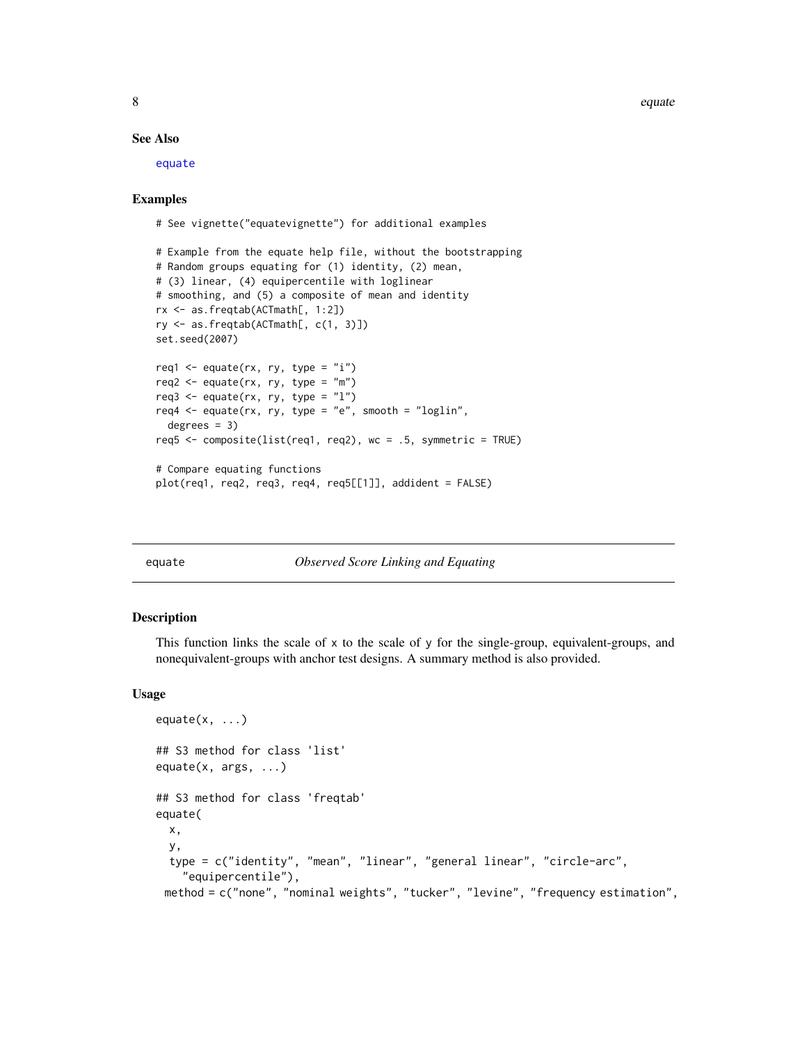### See Also

equate

### Examples

```
# See vignette("equatevignette") for additional examples

# Example from the equate help file, without the bootstrapping
# Random groups equating for (1) identity, (2) mean,
# (3) linear, (4) equipercentile with loglinear
# smoothing, and (5) a composite of mean and identity
rx <- as.freqtab(ACTmath[, 1:2])
ry <- as.freqtab(ACTmath[, c(1, 3)])
set.seed(2007)

req1 <- equate(rx, ry, type = "i")
req2 <- equate(rx, ry, type = "m")
req3 <- equate(rx, ry, type = "l")
req4 <- equate(rx, ry, type = "e", smooth = "loglin",
  degrees = 3)
req5 <- composite(list(req1, req2), wc = .5, symmetric = TRUE)

# Compare equating functions
plot(req1, req2, req3, req4, req5[[1]], addident = FALSE)
```

---

## equate — *Observed Score Linking and Equating*

### Description

This function links the scale of x to the scale of y for the single-group, equivalent-groups, and nonequivalent-groups with anchor test designs. A summary method is also provided.

### Usage

```
equate(x, ...)

## S3 method for class 'list'
equate(x, args, ...)

## S3 method for class 'freqtab'
equate(
  x,
  y,
  type = c("identity", "mean", "linear", "general linear", "circle-arc",
    "equipercentile"),
 method = c("none", "nominal weights", "tucker", "levine", "frequency estimation",
```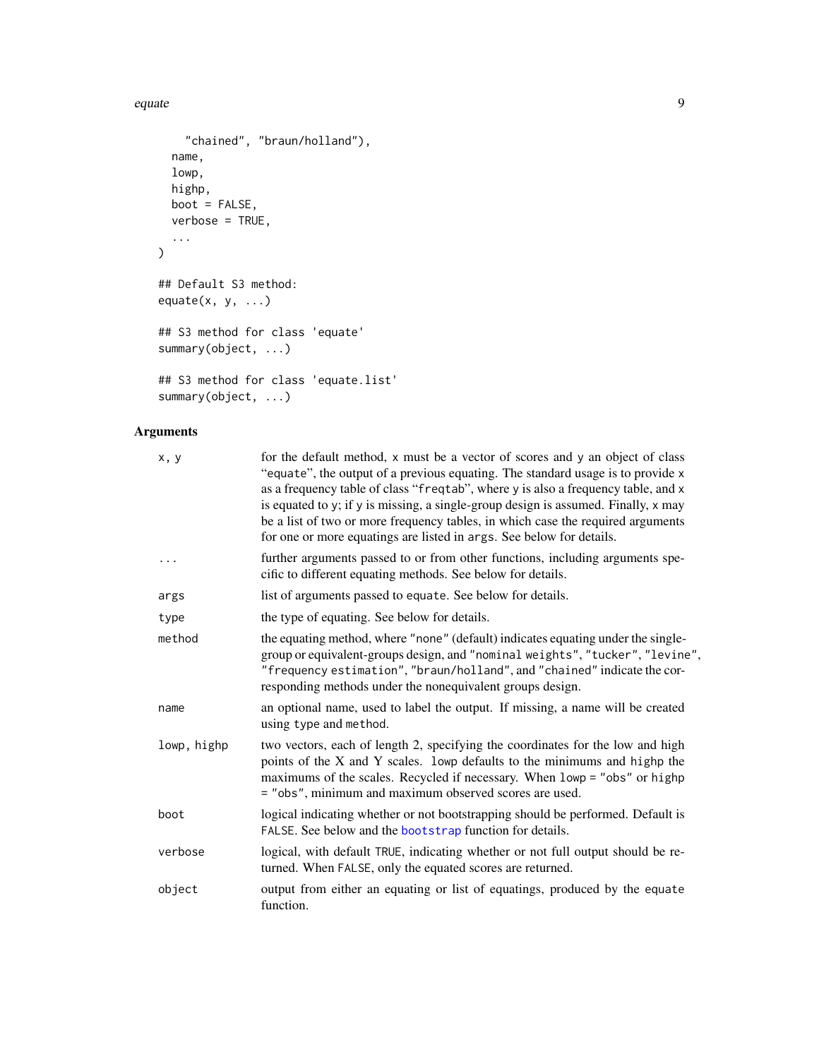```
    "chained", "braun/holland"),
  name,
  lowp,
  highp,
  boot = FALSE,
  verbose = TRUE,
  ...
)

## Default S3 method:
equate(x, y, ...)

## S3 method for class 'equate'
summary(object, ...)

## S3 method for class 'equate.list'
summary(object, ...)
```

## Arguments

| | |
|---|---|
| `x, y` | for the default method, `x` must be a vector of scores and `y` an object of class "`equate`", the output of a previous equating. The standard usage is to provide `x` as a frequency table of class "`freqtab`", where `y` is also a frequency table, and `x` is equated to `y`; if `y` is missing, a single-group design is assumed. Finally, `x` may be a list of two or more frequency tables, in which case the required arguments for one or more equatings are listed in `args`. See below for details. |
| `...` | further arguments passed to or from other functions, including arguments specific to different equating methods. See below for details. |
| `args` | list of arguments passed to `equate`. See below for details. |
| `type` | the type of equating. See below for details. |
| `method` | the equating method, where `"none"` (default) indicates equating under the single-group or equivalent-groups design, and `"nominal weights"`, `"tucker"`, `"levine"`, `"frequency estimation"`, `"braun/holland"`, and `"chained"` indicate the corresponding methods under the nonequivalent groups design. |
| `name` | an optional name, used to label the output. If missing, a name will be created using `type` and `method`. |
| `lowp, highp` | two vectors, each of length 2, specifying the coordinates for the low and high points of the X and Y scales. `lowp` defaults to the minimums and `highp` the maximums of the scales. Recycled if necessary. When `lowp = "obs"` or `highp = "obs"`, minimum and maximum observed scores are used. |
| `boot` | logical indicating whether or not bootstrapping should be performed. Default is `FALSE`. See below and the `bootstrap` function for details. |
| `verbose` | logical, with default `TRUE`, indicating whether or not full output should be returned. When `FALSE`, only the equated scores are returned. |
| `object` | output from either an equating or list of equatings, produced by the `equate` function. |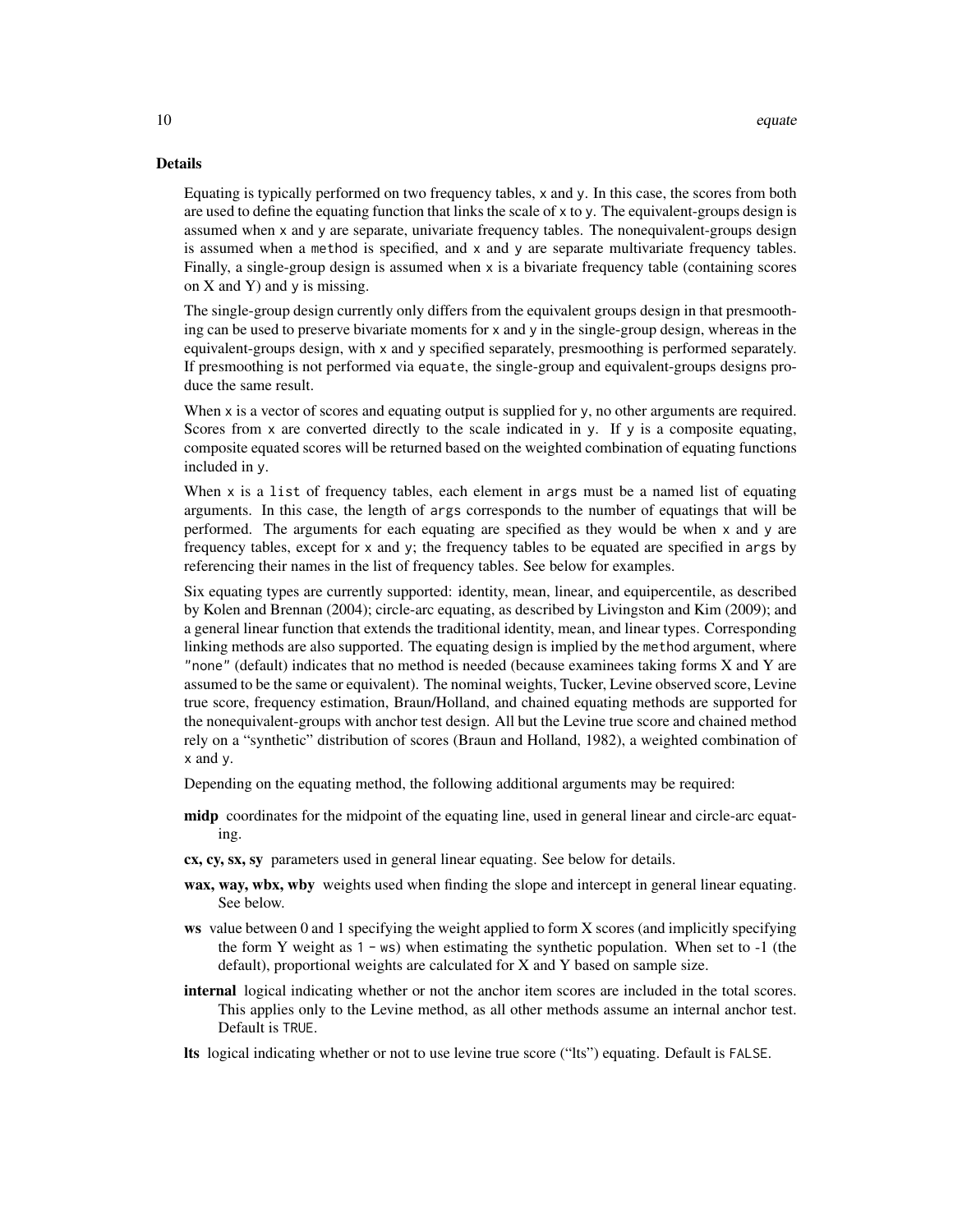## Details

Equating is typically performed on two frequency tables, `x` and `y`. In this case, the scores from both are used to define the equating function that links the scale of `x` to `y`. The equivalent-groups design is assumed when `x` and `y` are separate, univariate frequency tables. The nonequivalent-groups design is assumed when a `method` is specified, and `x` and `y` are separate multivariate frequency tables. Finally, a single-group design is assumed when `x` is a bivariate frequency table (containing scores on X and Y) and `y` is missing.

The single-group design currently only differs from the equivalent groups design in that presmoothing can be used to preserve bivariate moments for `x` and `y` in the single-group design, whereas in the equivalent-groups design, with `x` and `y` specified separately, presmoothing is performed separately. If presmoothing is not performed via `equate`, the single-group and equivalent-groups designs produce the same result.

When `x` is a vector of scores and equating output is supplied for `y`, no other arguments are required. Scores from `x` are converted directly to the scale indicated in `y`. If `y` is a composite equating, composite equated scores will be returned based on the weighted combination of equating functions included in `y`.

When `x` is a `list` of frequency tables, each element in `args` must be a named list of equating arguments. In this case, the length of `args` corresponds to the number of equatings that will be performed. The arguments for each equating are specified as they would be when `x` and `y` are frequency tables, except for `x` and `y`; the frequency tables to be equated are specified in `args` by referencing their names in the list of frequency tables. See below for examples.

Six equating types are currently supported: identity, mean, linear, and equipercentile, as described by Kolen and Brennan (2004); circle-arc equating, as described by Livingston and Kim (2009); and a general linear function that extends the traditional identity, mean, and linear types. Corresponding linking methods are also supported. The equating design is implied by the `method` argument, where `"none"` (default) indicates that no method is needed (because examinees taking forms X and Y are assumed to be the same or equivalent). The nominal weights, Tucker, Levine observed score, Levine true score, frequency estimation, Braun/Holland, and chained equating methods are supported for the nonequivalent-groups with anchor test design. All but the Levine true score and chained method rely on a "synthetic" distribution of scores (Braun and Holland, 1982), a weighted combination of `x` and `y`.

Depending on the equating method, the following additional arguments may be required:

- **midp** coordinates for the midpoint of the equating line, used in general linear and circle-arc equating.
- **cx, cy, sx, sy** parameters used in general linear equating. See below for details.
- **wax, way, wbx, wby** weights used when finding the slope and intercept in general linear equating. See below.
- **ws** value between 0 and 1 specifying the weight applied to form X scores (and implicitly specifying the form Y weight as `1 - ws`) when estimating the synthetic population. When set to -1 (the default), proportional weights are calculated for X and Y based on sample size.
- **internal** logical indicating whether or not the anchor item scores are included in the total scores. This applies only to the Levine method, as all other methods assume an internal anchor test. Default is `TRUE`.
- **lts** logical indicating whether or not to use levine true score ("lts") equating. Default is `FALSE`.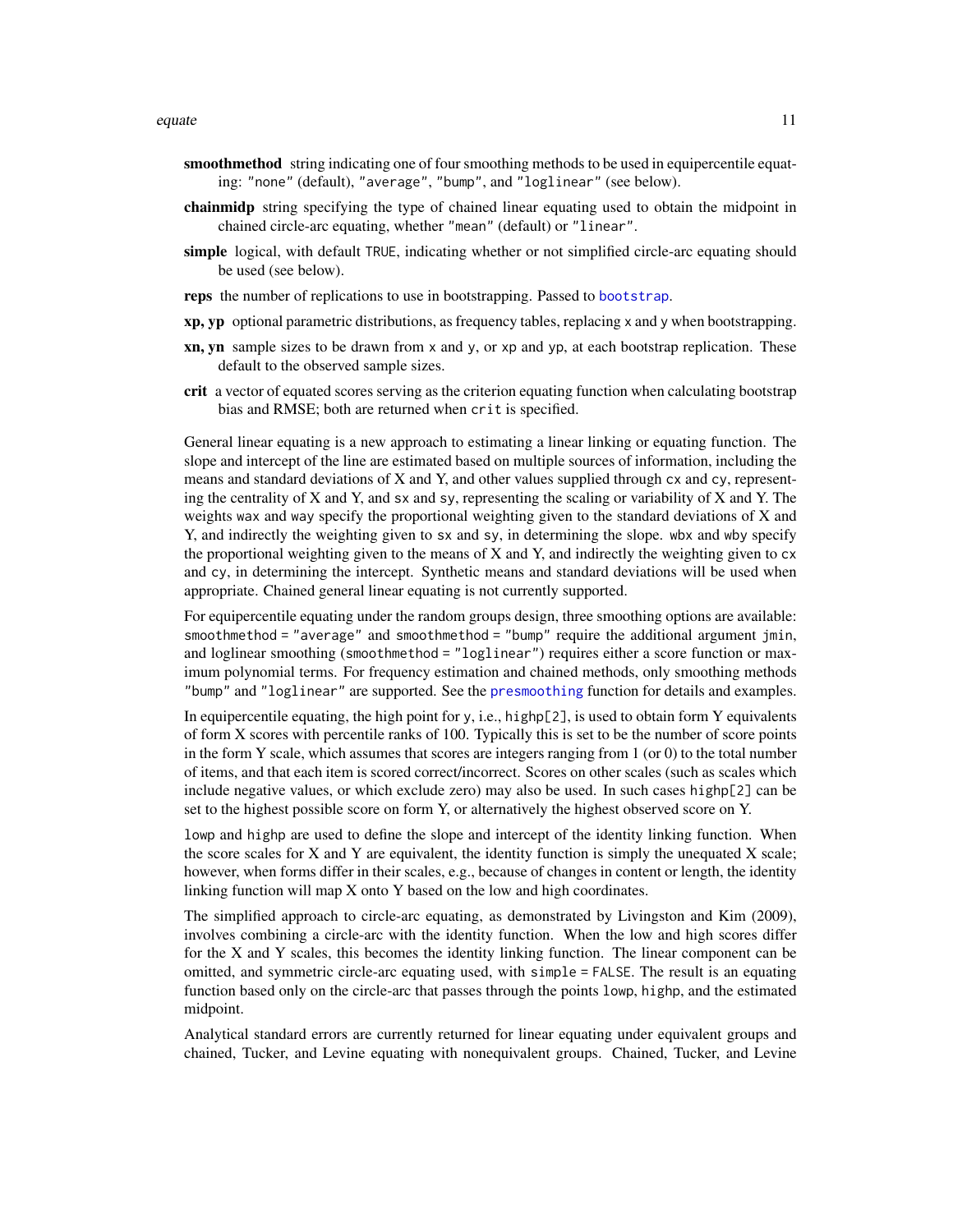**smoothmethod** string indicating one of four smoothing methods to be used in equipercentile equating: "none" (default), "average", "bump", and "loglinear" (see below).

**chainmidp** string specifying the type of chained linear equating used to obtain the midpoint in chained circle-arc equating, whether "mean" (default) or "linear".

**simple** logical, with default TRUE, indicating whether or not simplified circle-arc equating should be used (see below).

**reps** the number of replications to use in bootstrapping. Passed to bootstrap.

**xp, yp** optional parametric distributions, as frequency tables, replacing x and y when bootstrapping.

**xn, yn** sample sizes to be drawn from x and y, or xp and yp, at each bootstrap replication. These default to the observed sample sizes.

**crit** a vector of equated scores serving as the criterion equating function when calculating bootstrap bias and RMSE; both are returned when crit is specified.

General linear equating is a new approach to estimating a linear linking or equating function. The slope and intercept of the line are estimated based on multiple sources of information, including the means and standard deviations of X and Y, and other values supplied through cx and cy, representing the centrality of X and Y, and sx and sy, representing the scaling or variability of X and Y. The weights wax and way specify the proportional weighting given to the standard deviations of X and Y, and indirectly the weighting given to sx and sy, in determining the slope. wbx and wby specify the proportional weighting given to the means of X and Y, and indirectly the weighting given to cx and cy, in determining the intercept. Synthetic means and standard deviations will be used when appropriate. Chained general linear equating is not currently supported.

For equipercentile equating under the random groups design, three smoothing options are available: smoothmethod = "average" and smoothmethod = "bump" require the additional argument jmin, and loglinear smoothing (smoothmethod = "loglinear") requires either a score function or maximum polynomial terms. For frequency estimation and chained methods, only smoothing methods "bump" and "loglinear" are supported. See the presmoothing function for details and examples.

In equipercentile equating, the high point for y, i.e., highp[2], is used to obtain form Y equivalents of form X scores with percentile ranks of 100. Typically this is set to be the number of score points in the form Y scale, which assumes that scores are integers ranging from 1 (or 0) to the total number of items, and that each item is scored correct/incorrect. Scores on other scales (such as scales which include negative values, or which exclude zero) may also be used. In such cases highp[2] can be set to the highest possible score on form Y, or alternatively the highest observed score on Y.

lowp and highp are used to define the slope and intercept of the identity linking function. When the score scales for X and Y are equivalent, the identity function is simply the unequated X scale; however, when forms differ in their scales, e.g., because of changes in content or length, the identity linking function will map X onto Y based on the low and high coordinates.

The simplified approach to circle-arc equating, as demonstrated by Livingston and Kim (2009), involves combining a circle-arc with the identity function. When the low and high scores differ for the X and Y scales, this becomes the identity linking function. The linear component can be omitted, and symmetric circle-arc equating used, with simple = FALSE. The result is an equating function based only on the circle-arc that passes through the points lowp, highp, and the estimated midpoint.

Analytical standard errors are currently returned for linear equating under equivalent groups and chained, Tucker, and Levine equating with nonequivalent groups. Chained, Tucker, and Levine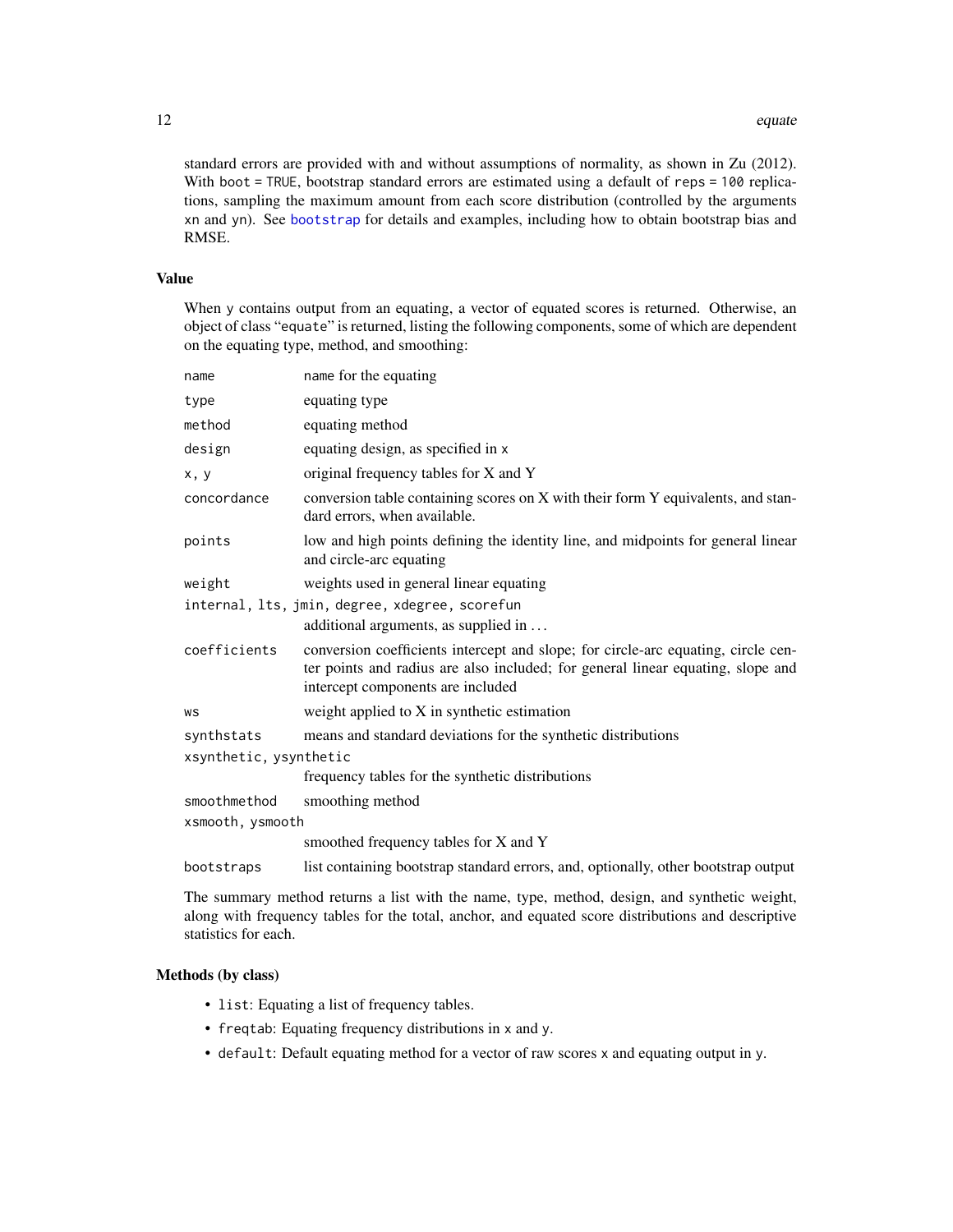standard errors are provided with and without assumptions of normality, as shown in Zu (2012). With `boot = TRUE`, bootstrap standard errors are estimated using a default of `reps = 100` replications, sampling the maximum amount from each score distribution (controlled by the arguments `xn` and `yn`). See `bootstrap` for details and examples, including how to obtain bootstrap bias and RMSE.

## Value

When `y` contains output from an equating, a vector of equated scores is returned. Otherwise, an object of class "`equate`" is returned, listing the following components, some of which are dependent on the equating type, method, and smoothing:

| | |
|---|---|
| `name` | name for the equating |
| `type` | equating type |
| `method` | equating method |
| `design` | equating design, as specified in `x` |
| `x, y` | original frequency tables for X and Y |
| `concordance` | conversion table containing scores on X with their form Y equivalents, and standard errors, when available. |
| `points` | low and high points defining the identity line, and midpoints for general linear and circle-arc equating |
| `weight` | weights used in general linear equating |
| `internal, lts, jmin, degree, xdegree, scorefun` | additional arguments, as supplied in ... |
| `coefficients` | conversion coefficients intercept and slope; for circle-arc equating, circle center points and radius are also included; for general linear equating, slope and intercept components are included |
| `ws` | weight applied to X in synthetic estimation |
| `synthstats` | means and standard deviations for the synthetic distributions |
| `xsynthetic, ysynthetic` | frequency tables for the synthetic distributions |
| `smoothmethod` | smoothing method |
| `xsmooth, ysmooth` | smoothed frequency tables for X and Y |
| `bootstraps` | list containing bootstrap standard errors, and, optionally, other bootstrap output |

The summary method returns a list with the name, type, method, design, and synthetic weight, along with frequency tables for the total, anchor, and equated score distributions and descriptive statistics for each.

## Methods (by class)

- `list`: Equating a list of frequency tables.
- `freqtab`: Equating frequency distributions in `x` and `y`.
- `default`: Default equating method for a vector of raw scores `x` and equating output in `y`.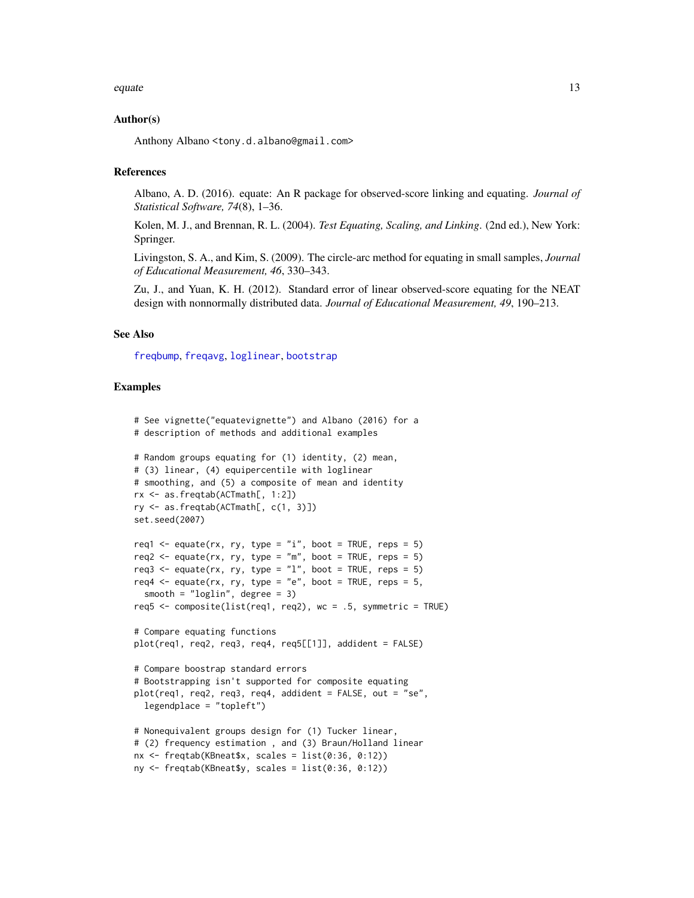### Author(s)

Anthony Albano <tony.d.albano@gmail.com>

### References

Albano, A. D. (2016). equate: An R package for observed-score linking and equating. *Journal of Statistical Software, 74*(8), 1–36.

Kolen, M. J., and Brennan, R. L. (2004). *Test Equating, Scaling, and Linking*. (2nd ed.), New York: Springer.

Livingston, S. A., and Kim, S. (2009). The circle-arc method for equating in small samples, *Journal of Educational Measurement, 46*, 330–343.

Zu, J., and Yuan, K. H. (2012). Standard error of linear observed-score equating for the NEAT design with nonnormally distributed data. *Journal of Educational Measurement, 49*, 190–213.

### See Also

freqbump, freqavg, loglinear, bootstrap

### Examples

```
# See vignette("equatevignette") and Albano (2016) for a
# description of methods and additional examples

# Random groups equating for (1) identity, (2) mean,
# (3) linear, (4) equipercentile with loglinear
# smoothing, and (5) a composite of mean and identity
rx <- as.freqtab(ACTmath[, 1:2])
ry <- as.freqtab(ACTmath[, c(1, 3)])
set.seed(2007)

req1 <- equate(rx, ry, type = "i", boot = TRUE, reps = 5)
req2 <- equate(rx, ry, type = "m", boot = TRUE, reps = 5)
req3 <- equate(rx, ry, type = "l", boot = TRUE, reps = 5)
req4 <- equate(rx, ry, type = "e", boot = TRUE, reps = 5,
  smooth = "loglin", degree = 3)
req5 <- composite(list(req1, req2), wc = .5, symmetric = TRUE)

# Compare equating functions
plot(req1, req2, req3, req4, req5[[1]], addident = FALSE)

# Compare boostrap standard errors
# Bootstrapping isn't supported for composite equating
plot(req1, req2, req3, req4, addident = FALSE, out = "se",
  legendplace = "topleft")

# Nonequivalent groups design for (1) Tucker linear,
# (2) frequency estimation , and (3) Braun/Holland linear
nx <- freqtab(KBneat$x, scales = list(0:36, 0:12))
ny <- freqtab(KBneat$y, scales = list(0:36, 0:12))
```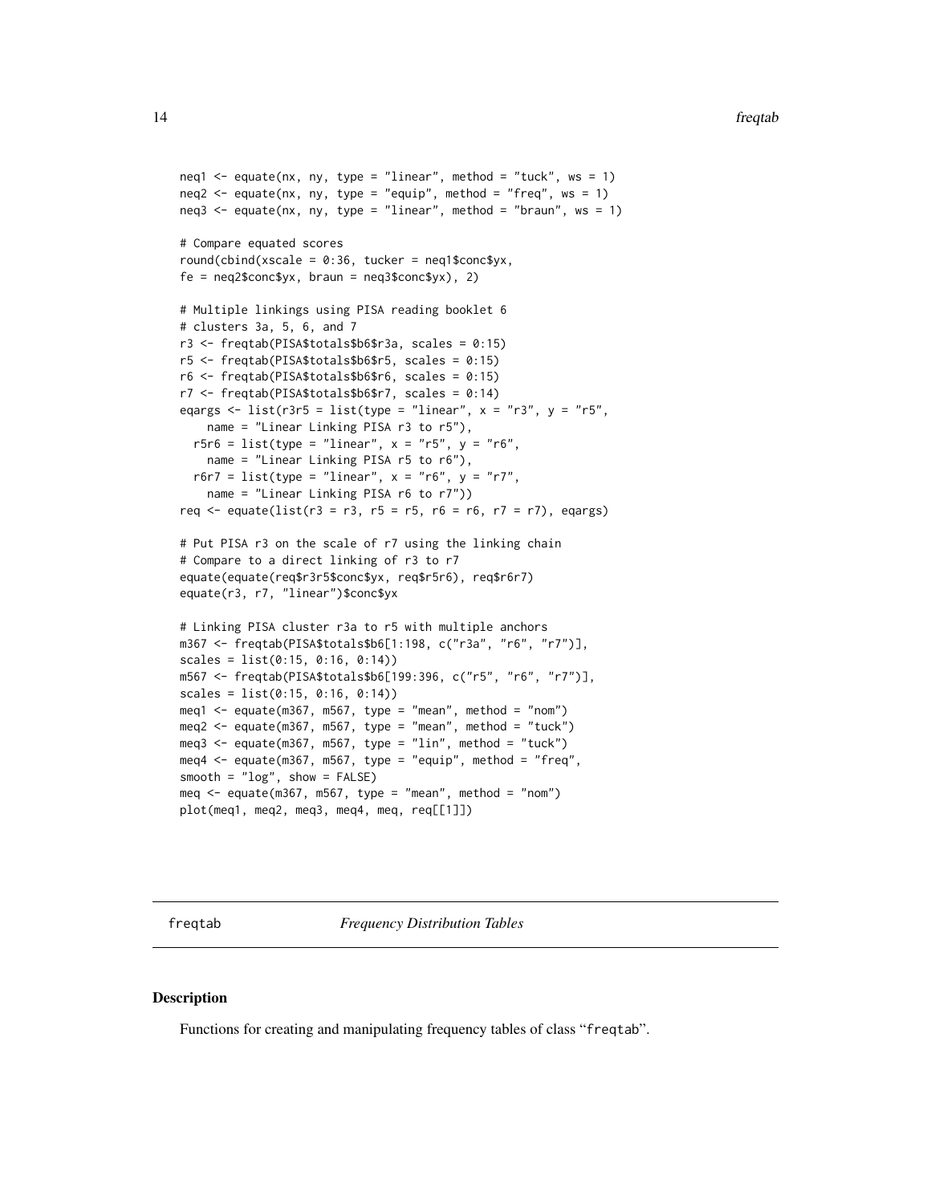```
neq1 <- equate(nx, ny, type = "linear", method = "tuck", ws = 1)
neq2 <- equate(nx, ny, type = "equip", method = "freq", ws = 1)
neq3 <- equate(nx, ny, type = "linear", method = "braun", ws = 1)

# Compare equated scores
round(cbind(xscale = 0:36, tucker = neq1$conc$yx,
fe = neq2$conc$yx, braun = neq3$conc$yx), 2)

# Multiple linkings using PISA reading booklet 6
# clusters 3a, 5, 6, and 7
r3 <- freqtab(PISA$totals$b6$r3a, scales = 0:15)
r5 <- freqtab(PISA$totals$b6$r5, scales = 0:15)
r6 <- freqtab(PISA$totals$b6$r6, scales = 0:15)
r7 <- freqtab(PISA$totals$b6$r7, scales = 0:14)
eqargs <- list(r3r5 = list(type = "linear", x = "r3", y = "r5",
    name = "Linear Linking PISA r3 to r5"),
  r5r6 = list(type = "linear", x = "r5", y = "r6",
    name = "Linear Linking PISA r5 to r6"),
  r6r7 = list(type = "linear", x = "r6", y = "r7",
    name = "Linear Linking PISA r6 to r7"))
req <- equate(list(r3 = r3, r5 = r5, r6 = r6, r7 = r7), eqargs)

# Put PISA r3 on the scale of r7 using the linking chain
# Compare to a direct linking of r3 to r7
equate(equate(req$r3r5$conc$yx, req$r5r6), req$r6r7)
equate(r3, r7, "linear")$conc$yx

# Linking PISA cluster r3a to r5 with multiple anchors
m367 <- freqtab(PISA$totals$b6[1:198, c("r3a", "r6", "r7")],
scales = list(0:15, 0:16, 0:14))
m567 <- freqtab(PISA$totals$b6[199:396, c("r5", "r6", "r7")],
scales = list(0:15, 0:16, 0:14))
meq1 <- equate(m367, m567, type = "mean", method = "nom")
meq2 <- equate(m367, m567, type = "mean", method = "tuck")
meq3 <- equate(m367, m567, type = "lin", method = "tuck")
meq4 <- equate(m367, m567, type = "equip", method = "freq",
smooth = "log", show = FALSE)
meq <- equate(m367, m567, type = "mean", method = "nom")
plot(meq1, meq2, meq3, meq4, meq, req[[1]])
```

---

## freqtab *Frequency Distribution Tables*

### Description

Functions for creating and manipulating frequency tables of class "freqtab".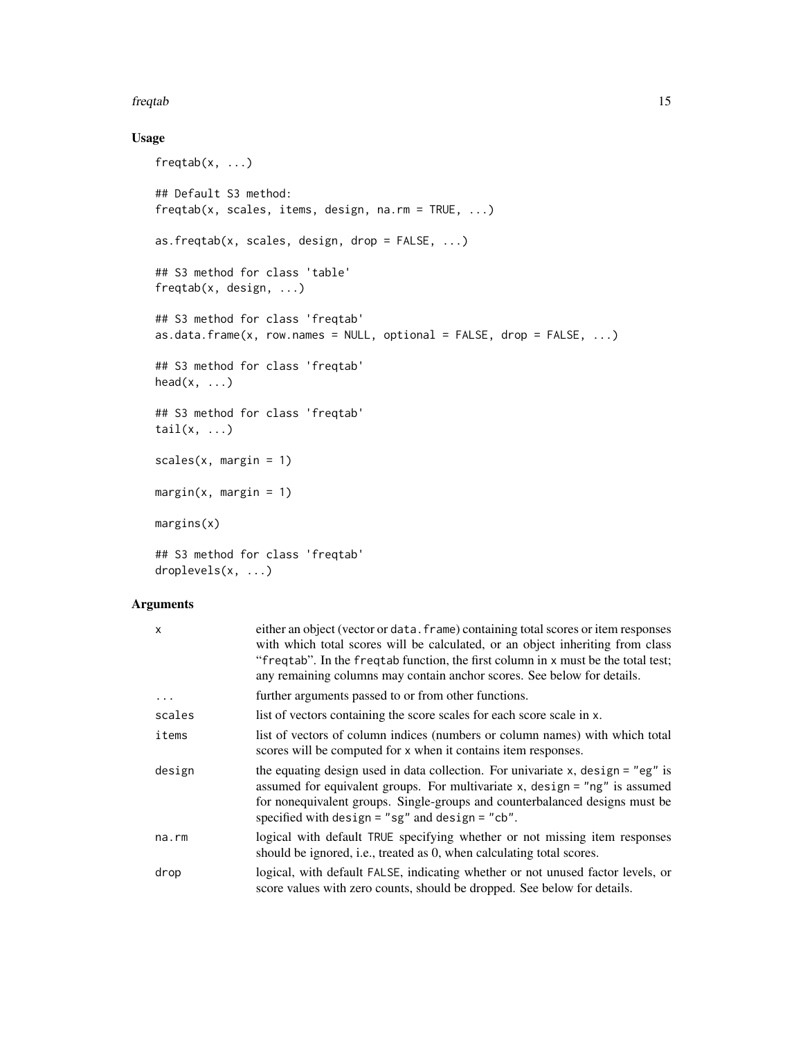## Usage

```
freqtab(x, ...)

## Default S3 method:
freqtab(x, scales, items, design, na.rm = TRUE, ...)

as.freqtab(x, scales, design, drop = FALSE, ...)

## S3 method for class 'table'
freqtab(x, design, ...)

## S3 method for class 'freqtab'
as.data.frame(x, row.names = NULL, optional = FALSE, drop = FALSE, ...)

## S3 method for class 'freqtab'
head(x, ...)

## S3 method for class 'freqtab'
tail(x, ...)

scales(x, margin = 1)

margin(x, margin = 1)

margins(x)

## S3 method for class 'freqtab'
droplevels(x, ...)
```

## Arguments

| | |
|---|---|
| x | either an object (vector or data.frame) containing total scores or item responses with which total scores will be calculated, or an object inheriting from class "freqtab". In the freqtab function, the first column in x must be the total test; any remaining columns may contain anchor scores. See below for details. |
| ... | further arguments passed to or from other functions. |
| scales | list of vectors containing the score scales for each score scale in x. |
| items | list of vectors of column indices (numbers or column names) with which total scores will be computed for x when it contains item responses. |
| design | the equating design used in data collection. For univariate x, design = "eg" is assumed for equivalent groups. For multivariate x, design = "ng" is assumed for nonequivalent groups. Single-groups and counterbalanced designs must be specified with design = "sg" and design = "cb". |
| na.rm | logical with default TRUE specifying whether or not missing item responses should be ignored, i.e., treated as 0, when calculating total scores. |
| drop | logical, with default FALSE, indicating whether or not unused factor levels, or score values with zero counts, should be dropped. See below for details. |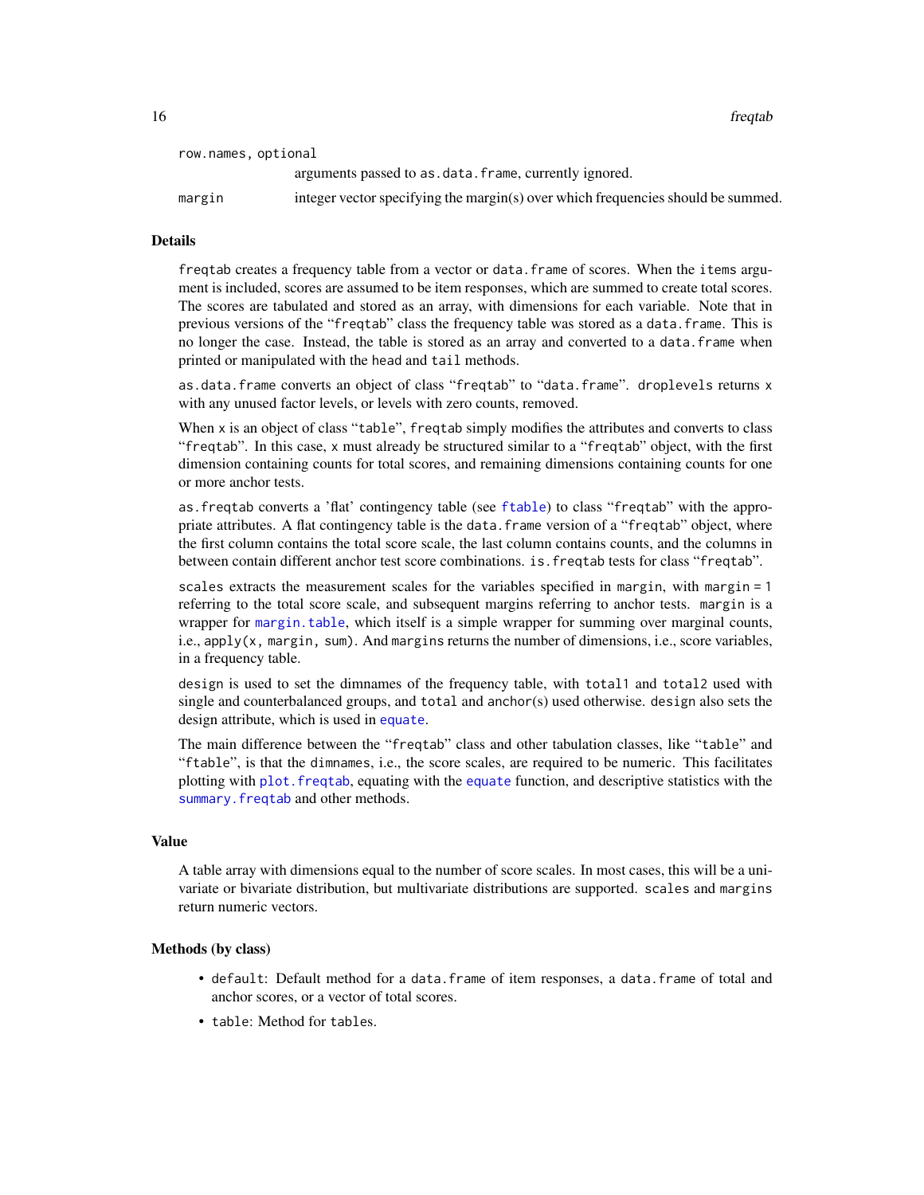row.names, optional
: arguments passed to `as.data.frame`, currently ignored.

margin
: integer vector specifying the margin(s) over which frequencies should be summed.

## Details

`freqtab` creates a frequency table from a vector or `data.frame` of scores. When the `items` argument is included, scores are assumed to be item responses, which are summed to create total scores. The scores are tabulated and stored as an array, with dimensions for each variable. Note that in previous versions of the "`freqtab`" class the frequency table was stored as a `data.frame`. This is no longer the case. Instead, the table is stored as an array and converted to a `data.frame` when printed or manipulated with the `head` and `tail` methods.

`as.data.frame` converts an object of class "`freqtab`" to "`data.frame`". `droplevels` returns `x` with any unused factor levels, or levels with zero counts, removed.

When `x` is an object of class "`table`", `freqtab` simply modifies the attributes and converts to class "`freqtab`". In this case, `x` must already be structured similar to a "`freqtab`" object, with the first dimension containing counts for total scores, and remaining dimensions containing counts for one or more anchor tests.

`as.freqtab` converts a 'flat' contingency table (see `ftable`) to class "`freqtab`" with the appropriate attributes. A flat contingency table is the `data.frame` version of a "`freqtab`" object, where the first column contains the total score scale, the last column contains counts, and the columns in between contain different anchor test score combinations. `is.freqtab` tests for class "`freqtab`".

`scales` extracts the measurement scales for the variables specified in `margin`, with `margin = 1` referring to the total score scale, and subsequent margins referring to anchor tests. `margin` is a wrapper for `margin.table`, which itself is a simple wrapper for summing over marginal counts, i.e., `apply(x, margin, sum)`. And `margins` returns the number of dimensions, i.e., score variables, in a frequency table.

`design` is used to set the dimnames of the frequency table, with `total1` and `total2` used with single and counterbalanced groups, and `total` and `anchor(s)` used otherwise. `design` also sets the design attribute, which is used in `equate`.

The main difference between the "`freqtab`" class and other tabulation classes, like "`table`" and "`ftable`", is that the `dimnames`, i.e., the score scales, are required to be numeric. This facilitates plotting with `plot.freqtab`, equating with the `equate` function, and descriptive statistics with the `summary.freqtab` and other methods.

## Value

A table array with dimensions equal to the number of score scales. In most cases, this will be a univariate or bivariate distribution, but multivariate distributions are supported. `scales` and `margins` return numeric vectors.

## Methods (by class)

- `default`: Default method for a `data.frame` of item responses, a `data.frame` of total and anchor scores, or a vector of total scores.
- `table`: Method for `tables`.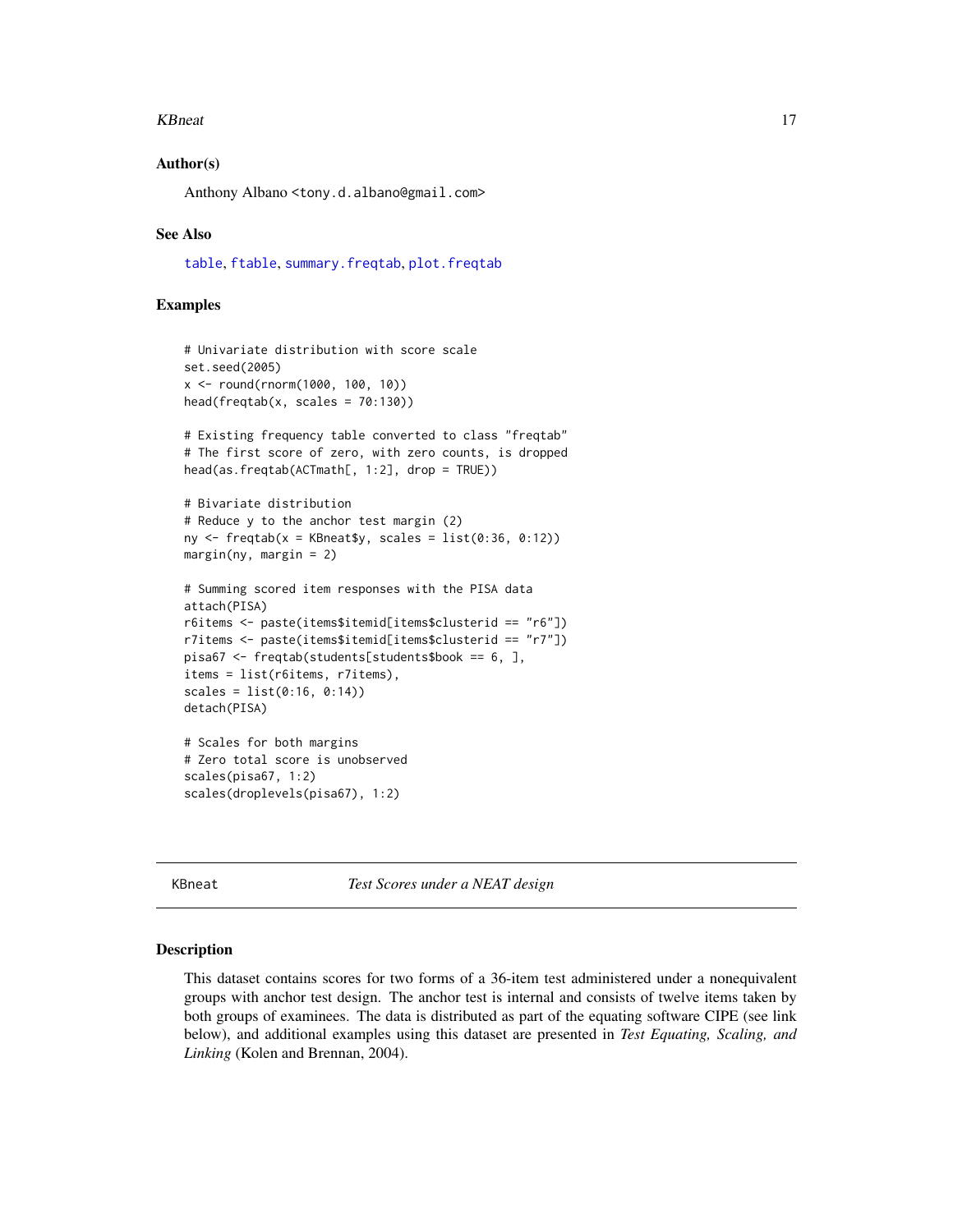### Author(s)

Anthony Albano <tony.d.albano@gmail.com>

### See Also

table, ftable, summary.freqtab, plot.freqtab

### Examples

```
# Univariate distribution with score scale
set.seed(2005)
x <- round(rnorm(1000, 100, 10))
head(freqtab(x, scales = 70:130))

# Existing frequency table converted to class "freqtab"
# The first score of zero, with zero counts, is dropped
head(as.freqtab(ACTmath[, 1:2], drop = TRUE))

# Bivariate distribution
# Reduce y to the anchor test margin (2)
ny <- freqtab(x = KBneat$y, scales = list(0:36, 0:12))
margin(ny, margin = 2)

# Summing scored item responses with the PISA data
attach(PISA)
r6items <- paste(items$itemid[items$clusterid == "r6"])
r7items <- paste(items$itemid[items$clusterid == "r7"])
pisa67 <- freqtab(students[students$book == 6, ],
items = list(r6items, r7items),
scales = list(0:16, 0:14))
detach(PISA)

# Scales for both margins
# Zero total score is unobserved
scales(pisa67, 1:2)
scales(droplevels(pisa67), 1:2)
```

---

## KBneat — *Test Scores under a NEAT design*

### Description

This dataset contains scores for two forms of a 36-item test administered under a nonequivalent groups with anchor test design. The anchor test is internal and consists of twelve items taken by both groups of examinees. The data is distributed as part of the equating software CIPE (see link below), and additional examples using this dataset are presented in *Test Equating, Scaling, and Linking* (Kolen and Brennan, 2004).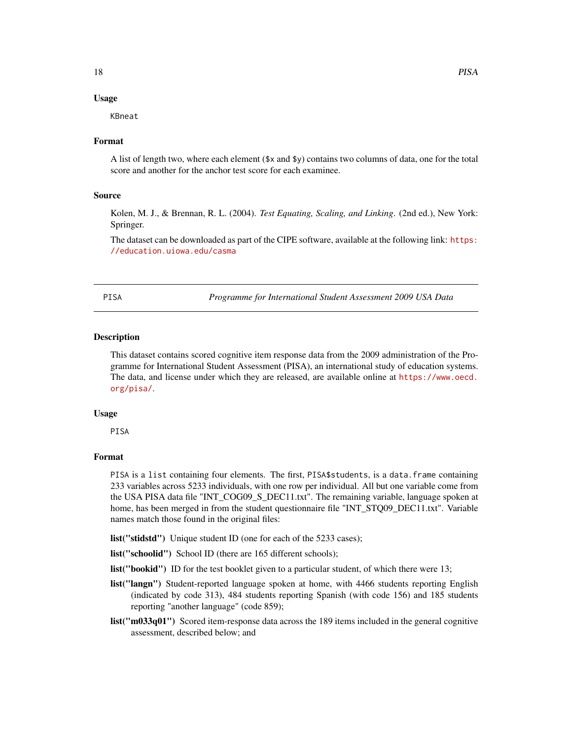### Usage

```
KBneat
```

### Format

A list of length two, where each element ($x and $y) contains two columns of data, one for the total score and another for the anchor test score for each examinee.

### Source

Kolen, M. J., & Brennan, R. L. (2004). *Test Equating, Scaling, and Linking*. (2nd ed.), New York: Springer.

The dataset can be downloaded as part of the CIPE software, available at the following link: https://education.uiowa.edu/casma

---

## PISA — *Programme for International Student Assessment 2009 USA Data*

---

### Description

This dataset contains scored cognitive item response data from the 2009 administration of the Programme for International Student Assessment (PISA), an international study of education systems. The data, and license under which they are released, are available online at https://www.oecd.org/pisa/.

### Usage

```
PISA
```

### Format

`PISA` is a `list` containing four elements. The first, `PISA$students`, is a `data.frame` containing 233 variables across 5233 individuals, with one row per individual. All but one variable come from the USA PISA data file "INT_COG09_S_DEC11.txt". The remaining variable, language spoken at home, has been merged in from the student questionnaire file "INT_STQ09_DEC11.txt". Variable names match those found in the original files:

- **list("stidstd")** Unique student ID (one for each of the 5233 cases);
- **list("schoolid")** School ID (there are 165 different schools);
- **list("bookid")** ID for the test booklet given to a particular student, of which there were 13;
- **list("langn")** Student-reported language spoken at home, with 4466 students reporting English (indicated by code 313), 484 students reporting Spanish (with code 156) and 185 students reporting "another language" (code 859);
- **list("m033q01")** Scored item-response data across the 189 items included in the general cognitive assessment, described below; and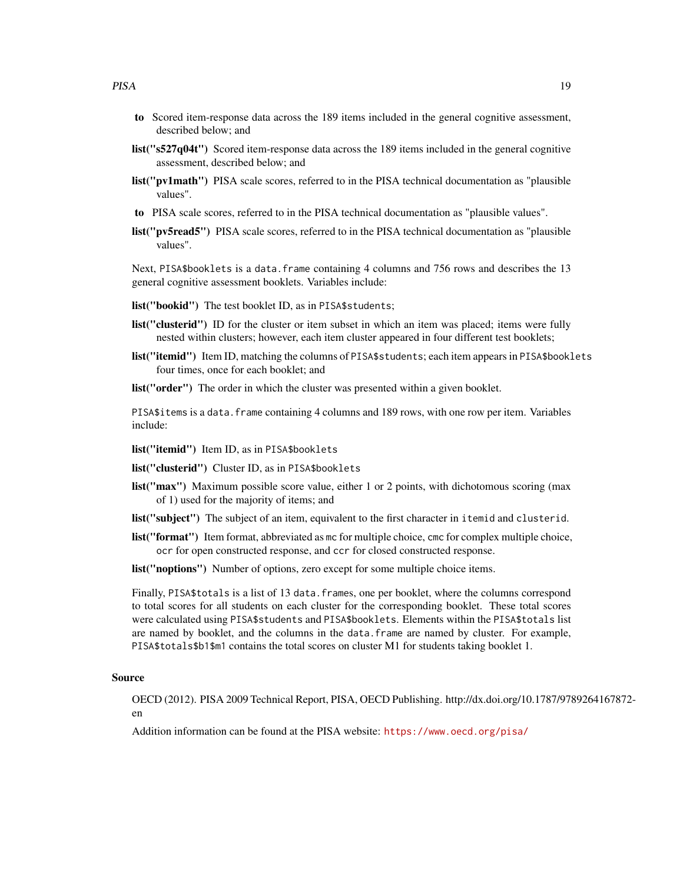**to** Scored item-response data across the 189 items included in the general cognitive assessment, described below; and

**list("s527q04t")** Scored item-response data across the 189 items included in the general cognitive assessment, described below; and

**list("pv1math")** PISA scale scores, referred to in the PISA technical documentation as "plausible values".

**to** PISA scale scores, referred to in the PISA technical documentation as "plausible values".

**list("pv5read5")** PISA scale scores, referred to in the PISA technical documentation as "plausible values".

Next, `PISA$booklets` is a `data.frame` containing 4 columns and 756 rows and describes the 13 general cognitive assessment booklets. Variables include:

**list("bookid")** The test booklet ID, as in `PISA$students`;

**list("clusterid")** ID for the cluster or item subset in which an item was placed; items were fully nested within clusters; however, each item cluster appeared in four different test booklets;

**list("itemid")** Item ID, matching the columns of `PISA$students`; each item appears in `PISA$booklets` four times, once for each booklet; and

**list("order")** The order in which the cluster was presented within a given booklet.

`PISA$items` is a `data.frame` containing 4 columns and 189 rows, with one row per item. Variables include:

**list("itemid")** Item ID, as in `PISA$booklets`

**list("clusterid")** Cluster ID, as in `PISA$booklets`

**list("max")** Maximum possible score value, either 1 or 2 points, with dichotomous scoring (max of 1) used for the majority of items; and

**list("subject")** The subject of an item, equivalent to the first character in `itemid` and `clusterid`.

**list("format")** Item format, abbreviated as `mc` for multiple choice, `cmc` for complex multiple choice, `ocr` for open constructed response, and `ccr` for closed constructed response.

**list("noptions")** Number of options, zero except for some multiple choice items.

Finally, `PISA$totals` is a list of 13 `data.frames`, one per booklet, where the columns correspond to total scores for all students on each cluster for the corresponding booklet. These total scores were calculated using `PISA$students` and `PISA$booklets`. Elements within the `PISA$totals` list are named by booklet, and the columns in the `data.frame` are named by cluster. For example, `PISA$totals$b1$m1` contains the total scores on cluster M1 for students taking booklet 1.

## Source

OECD (2012). PISA 2009 Technical Report, PISA, OECD Publishing. http://dx.doi.org/10.1787/9789264167872-en

Addition information can be found at the PISA website: https://www.oecd.org/pisa/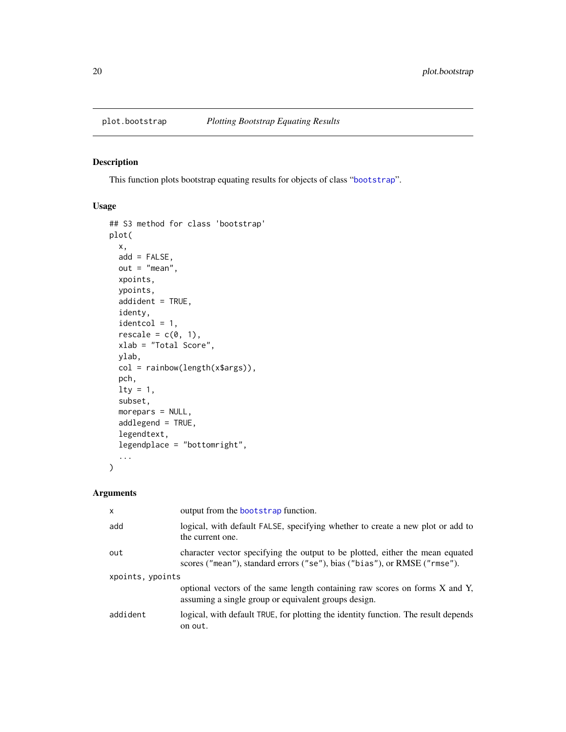## plot.bootstrap *Plotting Bootstrap Equating Results*

### Description

This function plots bootstrap equating results for objects of class "bootstrap".

### Usage

```
## S3 method for class 'bootstrap'
plot(
  x,
  add = FALSE,
  out = "mean",
  xpoints,
  ypoints,
  addident = TRUE,
  identy,
  identcol = 1,
  rescale = c(0, 1),
  xlab = "Total Score",
  ylab,
  col = rainbow(length(x$args)),
  pch,
  lty = 1,
  subset,
  morepars = NULL,
  addlegend = TRUE,
  legendtext,
  legendplace = "bottomright",
  ...
)
```

### Arguments

| | |
|---|---|
| x | output from the bootstrap function. |
| add | logical, with default FALSE, specifying whether to create a new plot or add to the current one. |
| out | character vector specifying the output to be plotted, either the mean equated scores ("mean"), standard errors ("se"), bias ("bias"), or RMSE ("rmse"). |
| xpoints, ypoints | optional vectors of the same length containing raw scores on forms X and Y, assuming a single group or equivalent groups design. |
| addident | logical, with default TRUE, for plotting the identity function. The result depends on out. |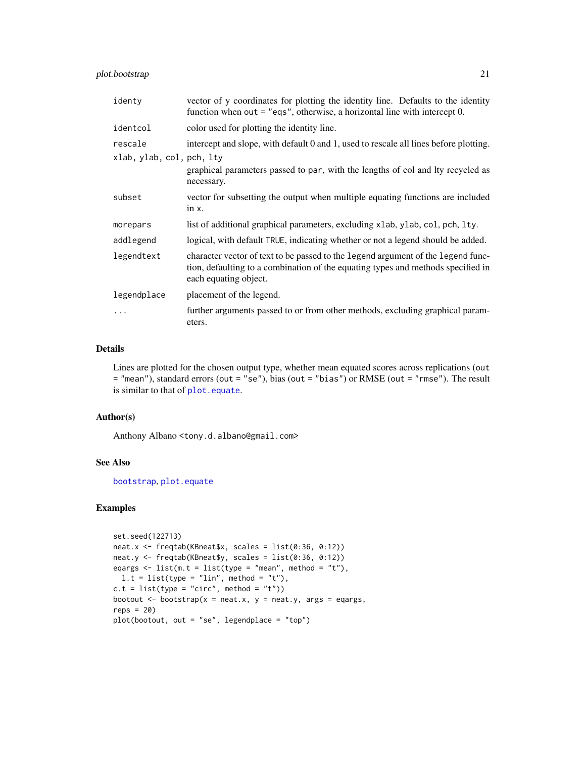| | |
|---|---|
| identy | vector of y coordinates for plotting the identity line. Defaults to the identity function when out = "eqs", otherwise, a horizontal line with intercept 0. |
| identcol | color used for plotting the identity line. |
| rescale | intercept and slope, with default 0 and 1, used to rescale all lines before plotting. |
| xlab, ylab, col, pch, lty | graphical parameters passed to par, with the lengths of col and lty recycled as necessary. |
| subset | vector for subsetting the output when multiple equating functions are included in x. |
| morepars | list of additional graphical parameters, excluding xlab, ylab, col, pch, lty. |
| addlegend | logical, with default TRUE, indicating whether or not a legend should be added. |
| legendtext | character vector of text to be passed to the legend argument of the legend function, defaulting to a combination of the equating types and methods specified in each equating object. |
| legendplace | placement of the legend. |
| ... | further arguments passed to or from other methods, excluding graphical parameters. |

## Details

Lines are plotted for the chosen output type, whether mean equated scores across replications (out = "mean"), standard errors (out = "se"), bias (out = "bias") or RMSE (out = "rmse"). The result is similar to that of plot.equate.

## Author(s)

Anthony Albano <tony.d.albano@gmail.com>

## See Also

bootstrap, plot.equate

## Examples

```
set.seed(122713)
neat.x <- freqtab(KBneat$x, scales = list(0:36, 0:12))
neat.y <- freqtab(KBneat$y, scales = list(0:36, 0:12))
eqargs <- list(m.t = list(type = "mean", method = "t"),
  l.t = list(type = "lin", method = "t"),
c.t = list(type = "circ", method = "t"))
bootout <- bootstrap(x = neat.x, y = neat.y, args = eqargs,
reps = 20)
plot(bootout, out = "se", legendplace = "top")
```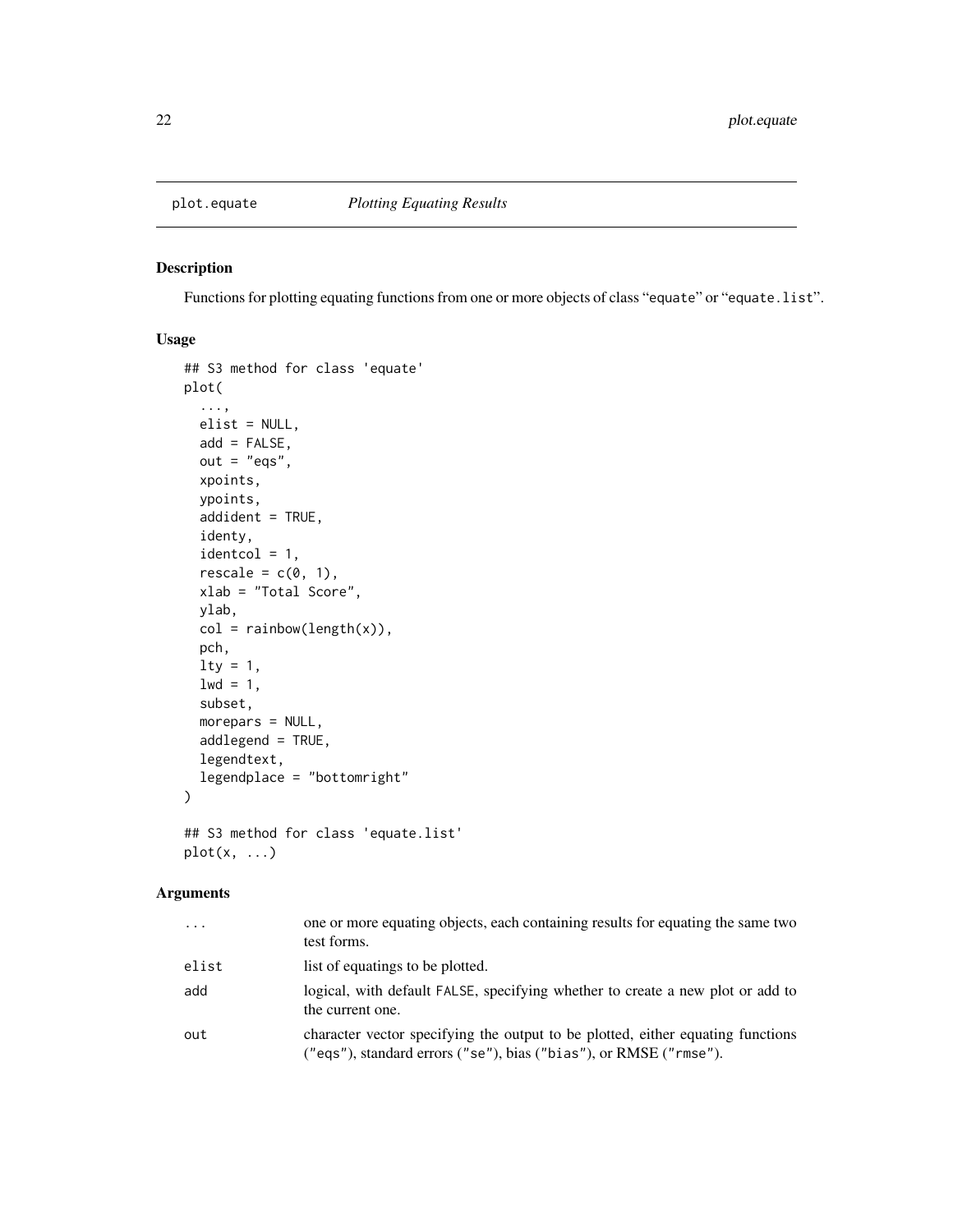# plot.equate *Plotting Equating Results*

## Description

Functions for plotting equating functions from one or more objects of class "equate" or "equate.list".

## Usage

```
## S3 method for class 'equate'
plot(
  ...,
  elist = NULL,
  add = FALSE,
  out = "eqs",
  xpoints,
  ypoints,
  addident = TRUE,
  identy,
  identcol = 1,
  rescale = c(0, 1),
  xlab = "Total Score",
  ylab,
  col = rainbow(length(x)),
  pch,
  lty = 1,
  lwd = 1,
  subset,
  morepars = NULL,
  addlegend = TRUE,
  legendtext,
  legendplace = "bottomright"
)

## S3 method for class 'equate.list'
plot(x, ...)
```

## Arguments

| | |
|---|---|
| ... | one or more equating objects, each containing results for equating the same two test forms. |
| elist | list of equatings to be plotted. |
| add | logical, with default FALSE, specifying whether to create a new plot or add to the current one. |
| out | character vector specifying the output to be plotted, either equating functions ("eqs"), standard errors ("se"), bias ("bias"), or RMSE ("rmse"). |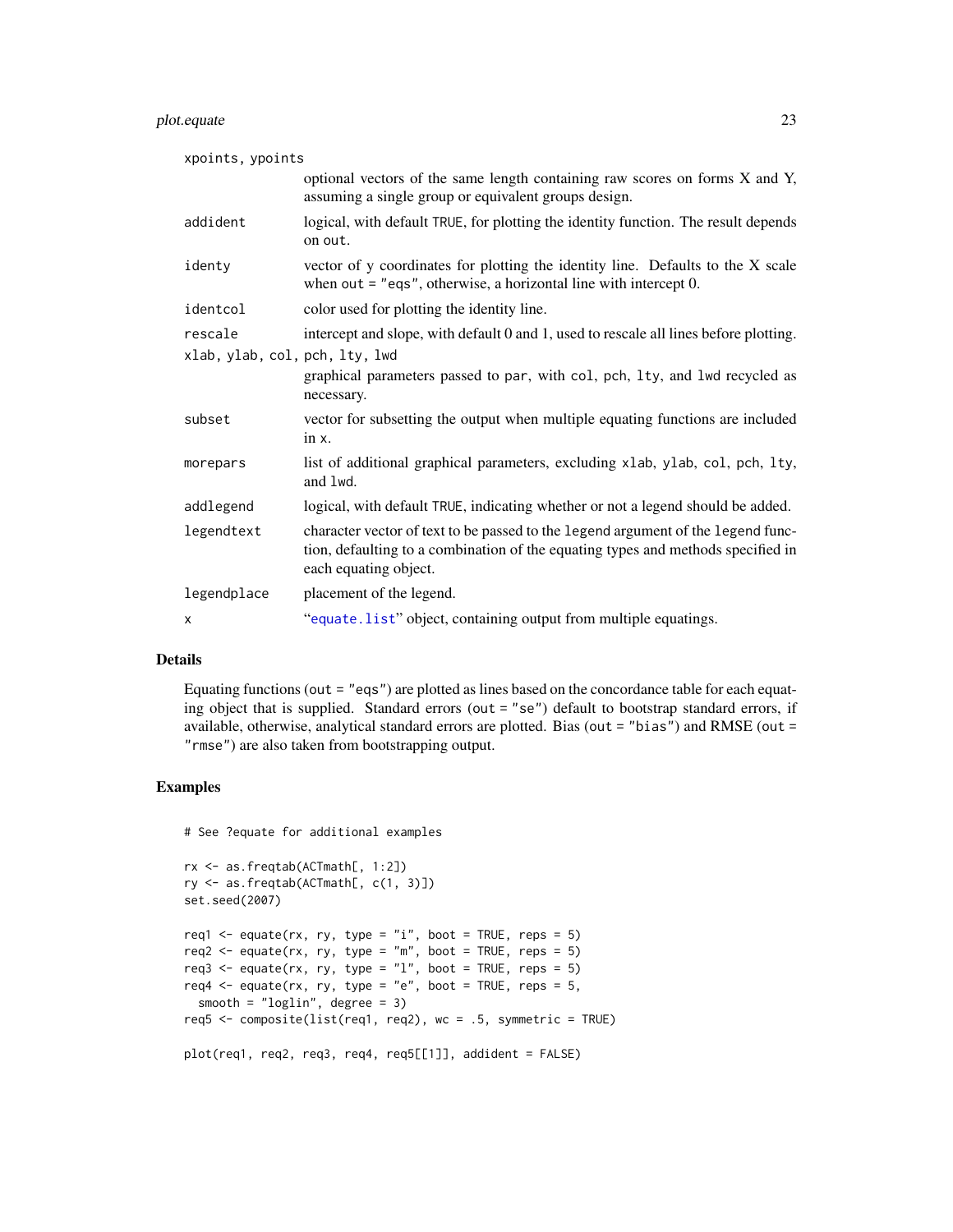| | |
|---|---|
| `xpoints, ypoints` | optional vectors of the same length containing raw scores on forms X and Y, assuming a single group or equivalent groups design. |
| `addident` | logical, with default `TRUE`, for plotting the identity function. The result depends on `out`. |
| `identy` | vector of y coordinates for plotting the identity line. Defaults to the X scale when `out = "eqs"`, otherwise, a horizontal line with intercept 0. |
| `identcol` | color used for plotting the identity line. |
| `rescale` | intercept and slope, with default 0 and 1, used to rescale all lines before plotting. |
| `xlab, ylab, col, pch, lty, lwd` | graphical parameters passed to `par`, with `col`, `pch`, `lty`, and `lwd` recycled as necessary. |
| `subset` | vector for subsetting the output when multiple equating functions are included in `x`. |
| `morepars` | list of additional graphical parameters, excluding `xlab`, `ylab`, `col`, `pch`, `lty`, and `lwd`. |
| `addlegend` | logical, with default `TRUE`, indicating whether or not a legend should be added. |
| `legendtext` | character vector of text to be passed to the `legend` argument of the `legend` function, defaulting to a combination of the equating types and methods specified in each equating object. |
| `legendplace` | placement of the legend. |
| `x` | "`equate.list`" object, containing output from multiple equatings. |

## Details

Equating functions (`out = "eqs"`) are plotted as lines based on the concordance table for each equating object that is supplied. Standard errors (`out = "se"`) default to bootstrap standard errors, if available, otherwise, analytical standard errors are plotted. Bias (`out = "bias"`) and RMSE (`out = "rmse"`) are also taken from bootstrapping output.

## Examples

```
# See ?equate for additional examples

rx <- as.freqtab(ACTmath[, 1:2])
ry <- as.freqtab(ACTmath[, c(1, 3)])
set.seed(2007)

req1 <- equate(rx, ry, type = "i", boot = TRUE, reps = 5)
req2 <- equate(rx, ry, type = "m", boot = TRUE, reps = 5)
req3 <- equate(rx, ry, type = "l", boot = TRUE, reps = 5)
req4 <- equate(rx, ry, type = "e", boot = TRUE, reps = 5,
  smooth = "loglin", degree = 3)
req5 <- composite(list(req1, req2), wc = .5, symmetric = TRUE)

plot(req1, req2, req3, req4, req5[[1]], addident = FALSE)
```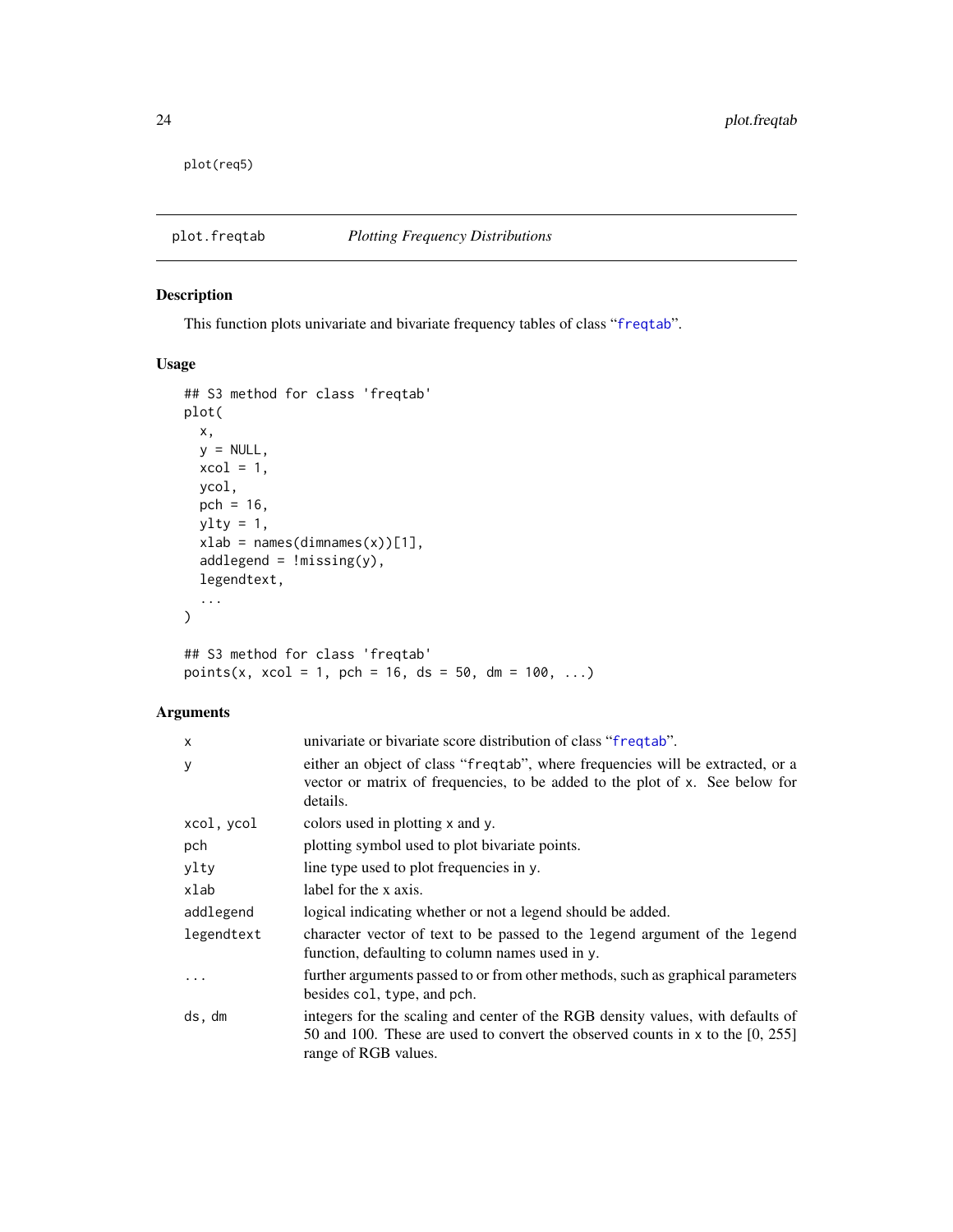```
plot(req5)
```

## plot.freqtab *Plotting Frequency Distributions*

### Description

This function plots univariate and bivariate frequency tables of class "freqtab".

### Usage

```
## S3 method for class 'freqtab'
plot(
  x,
  y = NULL,
  xcol = 1,
  ycol,
  pch = 16,
  ylty = 1,
  xlab = names(dimnames(x))[1],
  addlegend = !missing(y),
  legendtext,
  ...
)

## S3 method for class 'freqtab'
points(x, xcol = 1, pch = 16, ds = 50, dm = 100, ...)
```

### Arguments

| | |
|---|---|
| `x` | univariate or bivariate score distribution of class "freqtab". |
| `y` | either an object of class "freqtab", where frequencies will be extracted, or a vector or matrix of frequencies, to be added to the plot of `x`. See below for details. |
| `xcol, ycol` | colors used in plotting `x` and `y`. |
| `pch` | plotting symbol used to plot bivariate points. |
| `ylty` | line type used to plot frequencies in `y`. |
| `xlab` | label for the x axis. |
| `addlegend` | logical indicating whether or not a legend should be added. |
| `legendtext` | character vector of text to be passed to the `legend` argument of the `legend` function, defaulting to column names used in `y`. |
| `...` | further arguments passed to or from other methods, such as graphical parameters besides `col`, `type`, and `pch`. |
| `ds, dm` | integers for the scaling and center of the RGB density values, with defaults of 50 and 100. These are used to convert the observed counts in `x` to the [0, 255] range of RGB values. |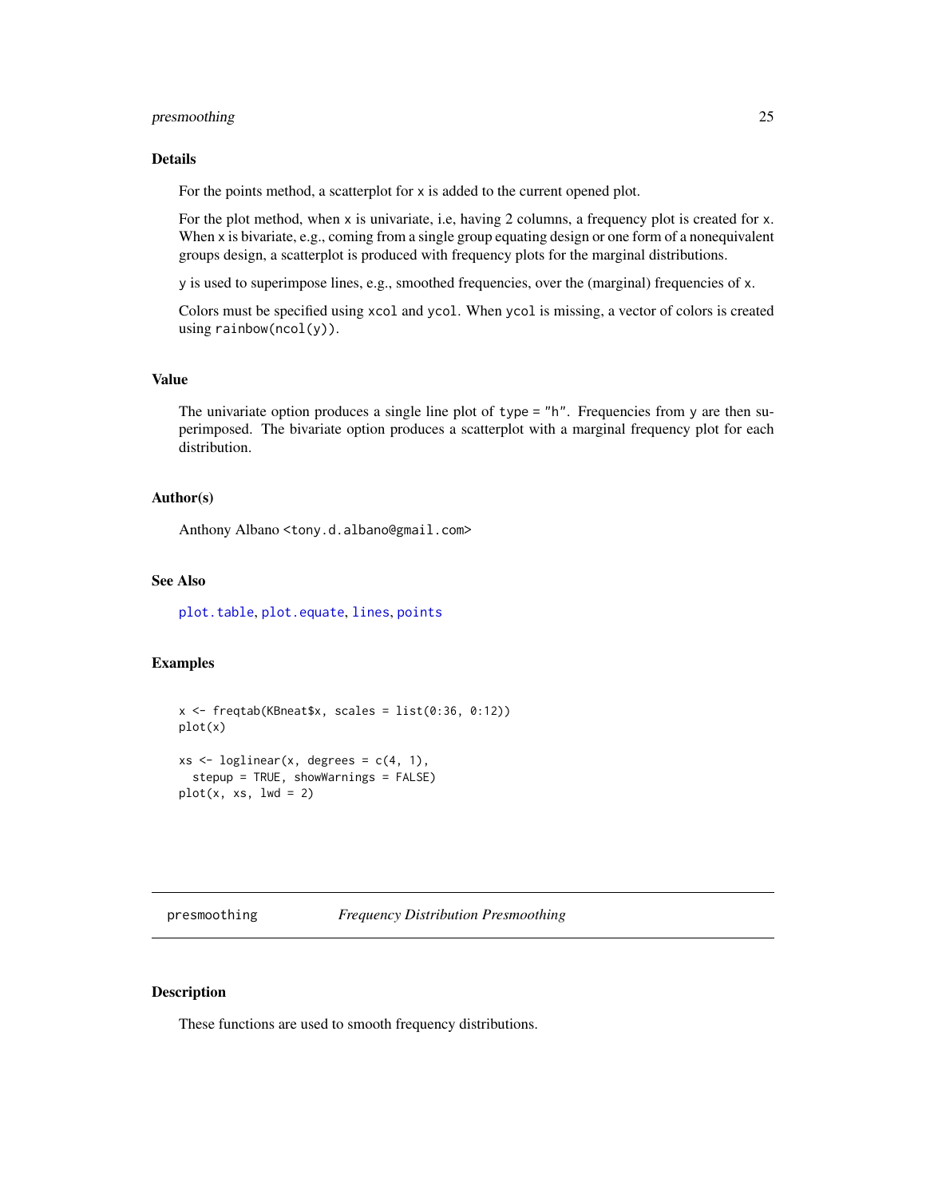### Details

For the points method, a scatterplot for `x` is added to the current opened plot.

For the plot method, when `x` is univariate, i.e, having 2 columns, a frequency plot is created for `x`. When `x` is bivariate, e.g., coming from a single group equating design or one form of a nonequivalent groups design, a scatterplot is produced with frequency plots for the marginal distributions.

`y` is used to superimpose lines, e.g., smoothed frequencies, over the (marginal) frequencies of `x`.

Colors must be specified using `xcol` and `ycol`. When `ycol` is missing, a vector of colors is created using `rainbow(ncol(y))`.

### Value

The univariate option produces a single line plot of `type = "h"`. Frequencies from `y` are then superimposed. The bivariate option produces a scatterplot with a marginal frequency plot for each distribution.

### Author(s)

Anthony Albano <tony.d.albano@gmail.com>

### See Also

`plot.table`, `plot.equate`, `lines`, `points`

### Examples

```
x <- freqtab(KBneat$x, scales = list(0:36, 0:12))
plot(x)

xs <- loglinear(x, degrees = c(4, 1),
  stepup = TRUE, showWarnings = FALSE)
plot(x, xs, lwd = 2)
```

---

## presmoothing — *Frequency Distribution Presmoothing*

---

### Description

These functions are used to smooth frequency distributions.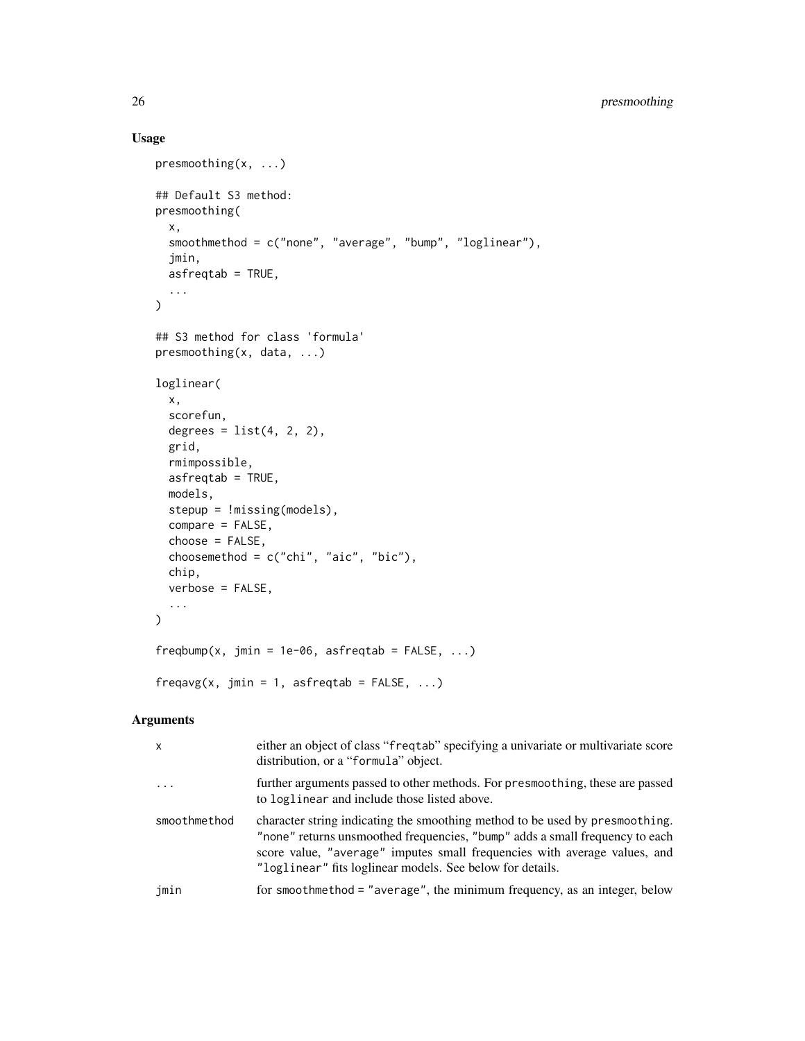## Usage

```
presmoothing(x, ...)

## Default S3 method:
presmoothing(
  x,
  smoothmethod = c("none", "average", "bump", "loglinear"),
  jmin,
  asfreqtab = TRUE,
  ...
)

## S3 method for class 'formula'
presmoothing(x, data, ...)

loglinear(
  x,
  scorefun,
  degrees = list(4, 2, 2),
  grid,
  rmimpossible,
  asfreqtab = TRUE,
  models,
  stepup = !missing(models),
  compare = FALSE,
  choose = FALSE,
  choosemethod = c("chi", "aic", "bic"),
  chip,
  verbose = FALSE,
  ...
)

freqbump(x, jmin = 1e-06, asfreqtab = FALSE, ...)

freqavg(x, jmin = 1, asfreqtab = FALSE, ...)
```

## Arguments

| | |
|---|---|
| x | either an object of class "freqtab" specifying a univariate or multivariate score distribution, or a "formula" object. |
| ... | further arguments passed to other methods. For presmoothing, these are passed to loglinear and include those listed above. |
| smoothmethod | character string indicating the smoothing method to be used by presmoothing. "none" returns unsmoothed frequencies, "bump" adds a small frequency to each score value, "average" imputes small frequencies with average values, and "loglinear" fits loglinear models. See below for details. |
| jmin | for smoothmethod = "average", the minimum frequency, as an integer, below |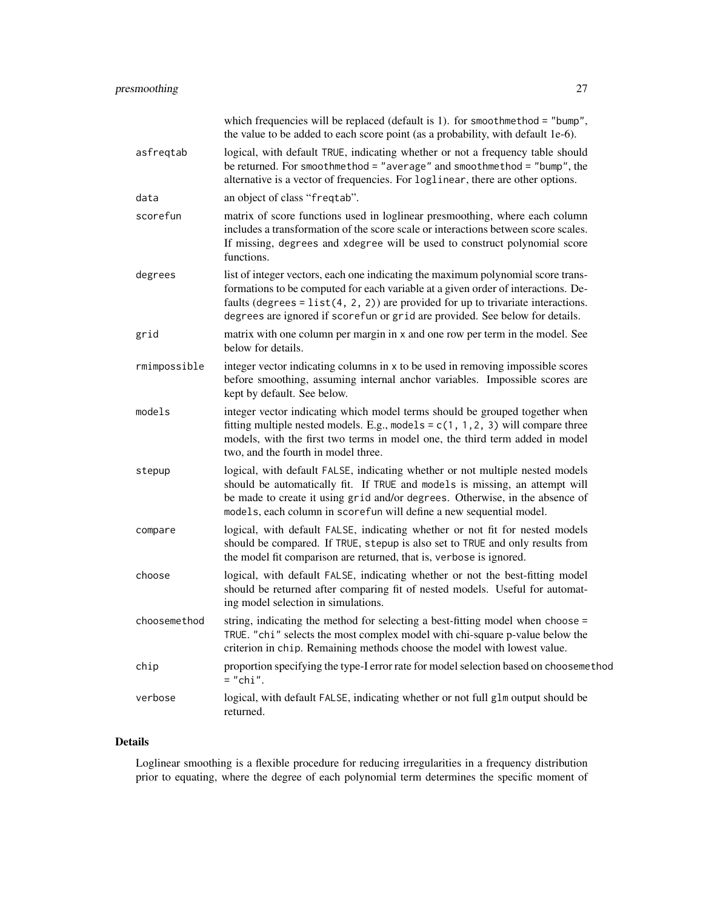which frequencies will be replaced (default is 1). for `smoothmethod = "bump"`, the value to be added to each score point (as a probability, with default 1e-6).

**asfreqtab** logical, with default `TRUE`, indicating whether or not a frequency table should be returned. For `smoothmethod = "average"` and `smoothmethod = "bump"`, the alternative is a vector of frequencies. For `loglinear`, there are other options.

**data** an object of class "`freqtab`".

**scorefun** matrix of score functions used in loglinear presmoothing, where each column includes a transformation of the score scale or interactions between score scales. If missing, `degrees` and `xdegree` will be used to construct polynomial score functions.

**degrees** list of integer vectors, each one indicating the maximum polynomial score transformations to be computed for each variable at a given order of interactions. Defaults (`degrees = list(4, 2, 2)`) are provided for up to trivariate interactions. `degrees` are ignored if `scorefun` or `grid` are provided. See below for details.

**grid** matrix with one column per margin in `x` and one row per term in the model. See below for details.

**rmimpossible** integer vector indicating columns in `x` to be used in removing impossible scores before smoothing, assuming internal anchor variables. Impossible scores are kept by default. See below.

**models** integer vector indicating which model terms should be grouped together when fitting multiple nested models. E.g., `models = c(1, 1,2, 3)` will compare three models, with the first two terms in model one, the third term added in model two, and the fourth in model three.

**stepup** logical, with default `FALSE`, indicating whether or not multiple nested models should be automatically fit. If `TRUE` and `models` is missing, an attempt will be made to create it using `grid` and/or `degrees`. Otherwise, in the absence of `models`, each column in `scorefun` will define a new sequential model.

**compare** logical, with default `FALSE`, indicating whether or not fit for nested models should be compared. If `TRUE`, `stepup` is also set to `TRUE` and only results from the model fit comparison are returned, that is, `verbose` is ignored.

**choose** logical, with default `FALSE`, indicating whether or not the best-fitting model should be returned after comparing fit of nested models. Useful for automating model selection in simulations.

**choosemethod** string, indicating the method for selecting a best-fitting model when `choose = TRUE`. `"chi"` selects the most complex model with chi-square p-value below the criterion in `chip`. Remaining methods choose the model with lowest value.

**chip** proportion specifying the type-I error rate for model selection based on `choosemethod = "chi"`.

**verbose** logical, with default `FALSE`, indicating whether or not full `glm` output should be returned.

## Details

Loglinear smoothing is a flexible procedure for reducing irregularities in a frequency distribution prior to equating, where the degree of each polynomial term determines the specific moment of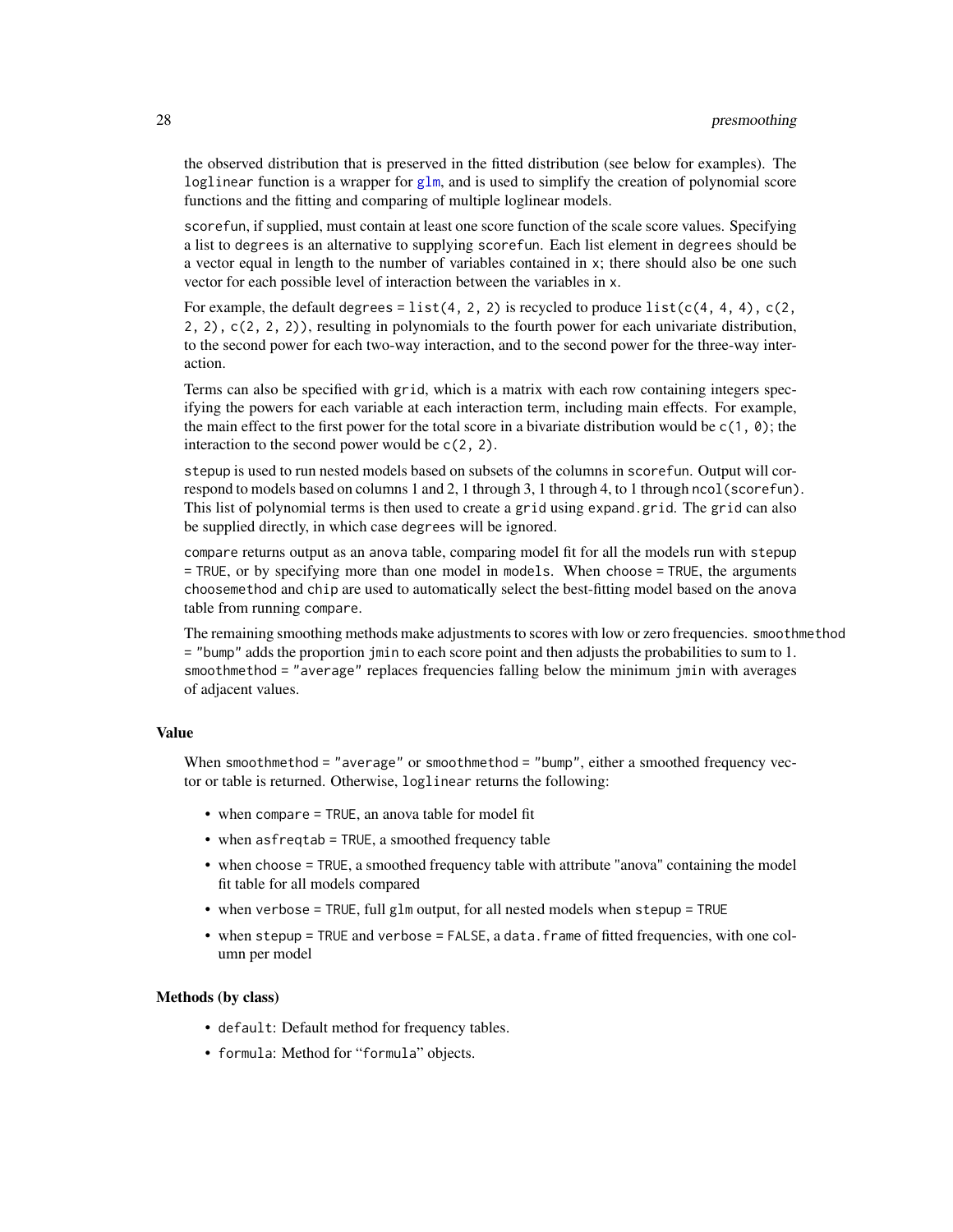the observed distribution that is preserved in the fitted distribution (see below for examples). The `loglinear` function is a wrapper for `glm`, and is used to simplify the creation of polynomial score functions and the fitting and comparing of multiple loglinear models.

`scorefun`, if supplied, must contain at least one score function of the scale score values. Specifying a list to `degrees` is an alternative to supplying `scorefun`. Each list element in `degrees` should be a vector equal in length to the number of variables contained in `x`; there should also be one such vector for each possible level of interaction between the variables in `x`.

For example, the default `degrees = list(4, 2, 2)` is recycled to produce `list(c(4, 4, 4), c(2, 2, 2), c(2, 2, 2))`, resulting in polynomials to the fourth power for each univariate distribution, to the second power for each two-way interaction, and to the second power for the three-way interaction.

Terms can also be specified with `grid`, which is a matrix with each row containing integers specifying the powers for each variable at each interaction term, including main effects. For example, the main effect to the first power for the total score in a bivariate distribution would be `c(1, 0)`; the interaction to the second power would be `c(2, 2)`.

`stepup` is used to run nested models based on subsets of the columns in `scorefun`. Output will correspond to models based on columns 1 and 2, 1 through 3, 1 through 4, to 1 through `ncol(scorefun)`. This list of polynomial terms is then used to create a `grid` using `expand.grid`. The `grid` can also be supplied directly, in which case `degrees` will be ignored.

`compare` returns output as an `anova` table, comparing model fit for all the models run with `stepup = TRUE`, or by specifying more than one model in `models`. When `choose = TRUE`, the arguments `choosemethod` and `chip` are used to automatically select the best-fitting model based on the `anova` table from running `compare`.

The remaining smoothing methods make adjustments to scores with low or zero frequencies. `smoothmethod = "bump"` adds the proportion `jmin` to each score point and then adjusts the probabilities to sum to 1. `smoothmethod = "average"` replaces frequencies falling below the minimum `jmin` with averages of adjacent values.

### Value

When `smoothmethod = "average"` or `smoothmethod = "bump"`, either a smoothed frequency vector or table is returned. Otherwise, `loglinear` returns the following:

- when `compare = TRUE`, an anova table for model fit
- when `asfreqtab = TRUE`, a smoothed frequency table
- when `choose = TRUE`, a smoothed frequency table with attribute "anova" containing the model fit table for all models compared
- when `verbose = TRUE`, full `glm` output, for all nested models when `stepup = TRUE`
- when `stepup = TRUE` and `verbose = FALSE`, a `data.frame` of fitted frequencies, with one column per model

### Methods (by class)

- `default`: Default method for frequency tables.
- `formula`: Method for "`formula`" objects.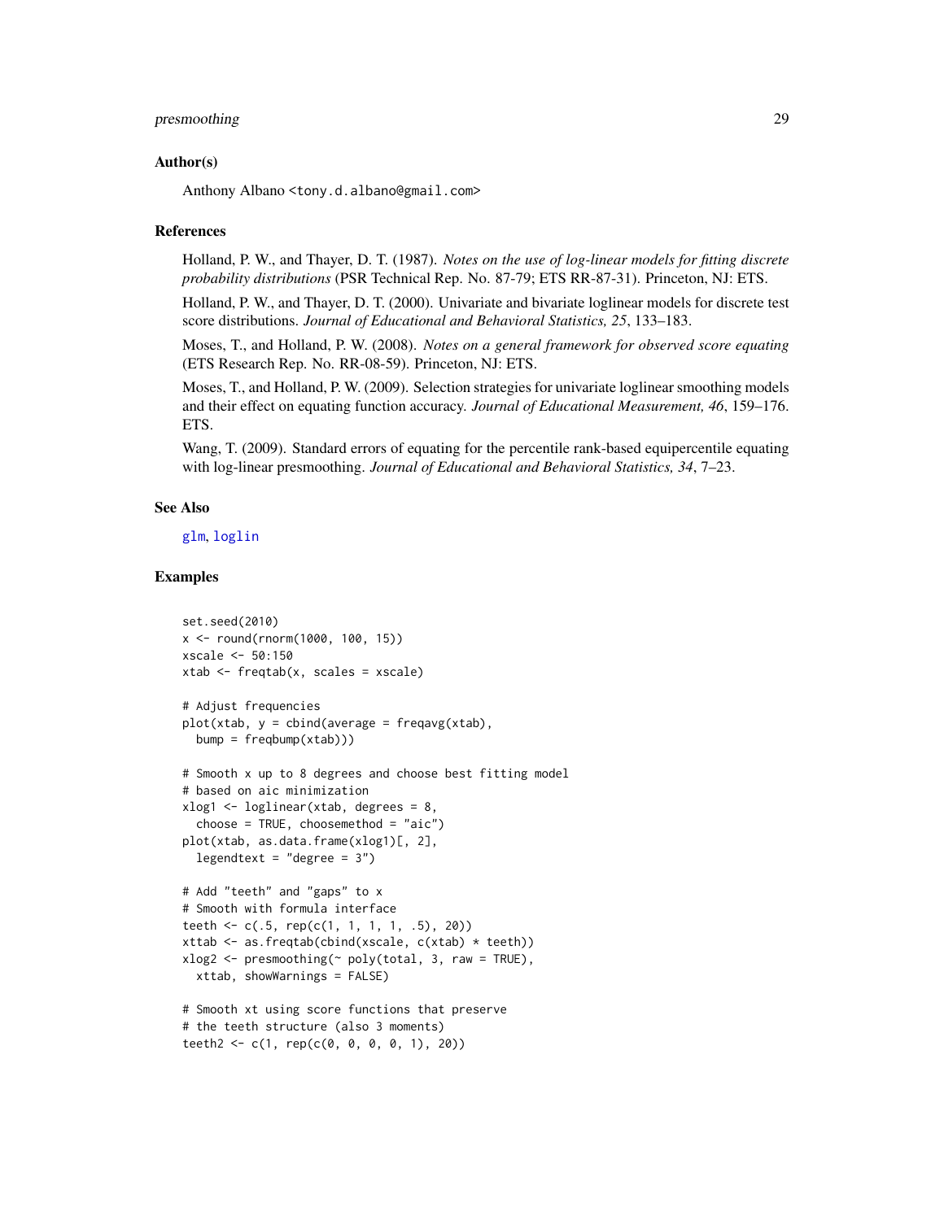### Author(s)

Anthony Albano <tony.d.albano@gmail.com>

### References

Holland, P. W., and Thayer, D. T. (1987). *Notes on the use of log-linear models for fitting discrete probability distributions* (PSR Technical Rep. No. 87-79; ETS RR-87-31). Princeton, NJ: ETS.

Holland, P. W., and Thayer, D. T. (2000). Univariate and bivariate loglinear models for discrete test score distributions. *Journal of Educational and Behavioral Statistics, 25*, 133–183.

Moses, T., and Holland, P. W. (2008). *Notes on a general framework for observed score equating* (ETS Research Rep. No. RR-08-59). Princeton, NJ: ETS.

Moses, T., and Holland, P. W. (2009). Selection strategies for univariate loglinear smoothing models and their effect on equating function accuracy. *Journal of Educational Measurement, 46*, 159–176. ETS.

Wang, T. (2009). Standard errors of equating for the percentile rank-based equipercentile equating with log-linear presmoothing. *Journal of Educational and Behavioral Statistics, 34*, 7–23.

### See Also

glm, loglin

### Examples

```
set.seed(2010)
x <- round(rnorm(1000, 100, 15))
xscale <- 50:150
xtab <- freqtab(x, scales = xscale)

# Adjust frequencies
plot(xtab, y = cbind(average = freqavg(xtab),
  bump = freqbump(xtab)))

# Smooth x up to 8 degrees and choose best fitting model
# based on aic minimization
xlog1 <- loglinear(xtab, degrees = 8,
  choose = TRUE, choosemethod = "aic")
plot(xtab, as.data.frame(xlog1)[, 2],
  legendtext = "degree = 3")

# Add "teeth" and "gaps" to x
# Smooth with formula interface
teeth <- c(.5, rep(c(1, 1, 1, 1, .5), 20))
xttab <- as.freqtab(cbind(xscale, c(xtab) * teeth))
xlog2 <- presmoothing(~ poly(total, 3, raw = TRUE),
  xttab, showWarnings = FALSE)

# Smooth xt using score functions that preserve
# the teeth structure (also 3 moments)
teeth2 <- c(1, rep(c(0, 0, 0, 0, 1), 20))
```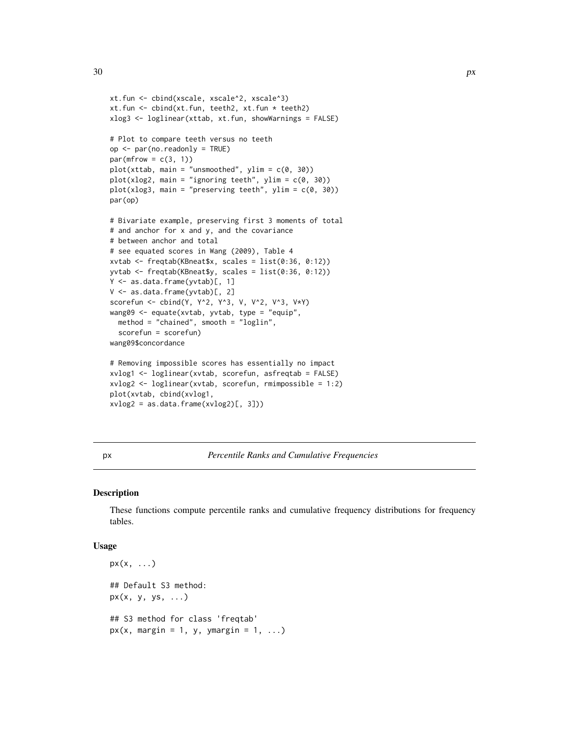```
xt.fun <- cbind(xscale, xscale^2, xscale^3)
xt.fun <- cbind(xt.fun, teeth2, xt.fun * teeth2)
xlog3 <- loglinear(xttab, xt.fun, showWarnings = FALSE)

# Plot to compare teeth versus no teeth
op <- par(no.readonly = TRUE)
par(mfrow = c(3, 1))
plot(xttab, main = "unsmoothed", ylim = c(0, 30))
plot(xlog2, main = "ignoring teeth", ylim = c(0, 30))
plot(xlog3, main = "preserving teeth", ylim = c(0, 30))
par(op)

# Bivariate example, preserving first 3 moments of total
# and anchor for x and y, and the covariance
# between anchor and total
# see equated scores in Wang (2009), Table 4
xvtab <- freqtab(KBneat$x, scales = list(0:36, 0:12))
yvtab <- freqtab(KBneat$y, scales = list(0:36, 0:12))
Y <- as.data.frame(yvtab)[, 1]
V <- as.data.frame(yvtab)[, 2]
scorefun <- cbind(Y, Y^2, Y^3, V, V^2, V^3, V*Y)
wang09 <- equate(xvtab, yvtab, type = "equip",
  method = "chained", smooth = "loglin",
  scorefun = scorefun)
wang09$concordance

# Removing impossible scores has essentially no impact
xvlog1 <- loglinear(xvtab, scorefun, asfreqtab = FALSE)
xvlog2 <- loglinear(xvtab, scorefun, rmimpossible = 1:2)
plot(xvtab, cbind(xvlog1,
xvlog2 = as.data.frame(xvlog2)[, 3]))
```

---

## px — *Percentile Ranks and Cumulative Frequencies*

### Description

These functions compute percentile ranks and cumulative frequency distributions for frequency tables.

### Usage

```
px(x, ...)

## Default S3 method:
px(x, y, ys, ...)

## S3 method for class 'freqtab'
px(x, margin = 1, y, ymargin = 1, ...)
```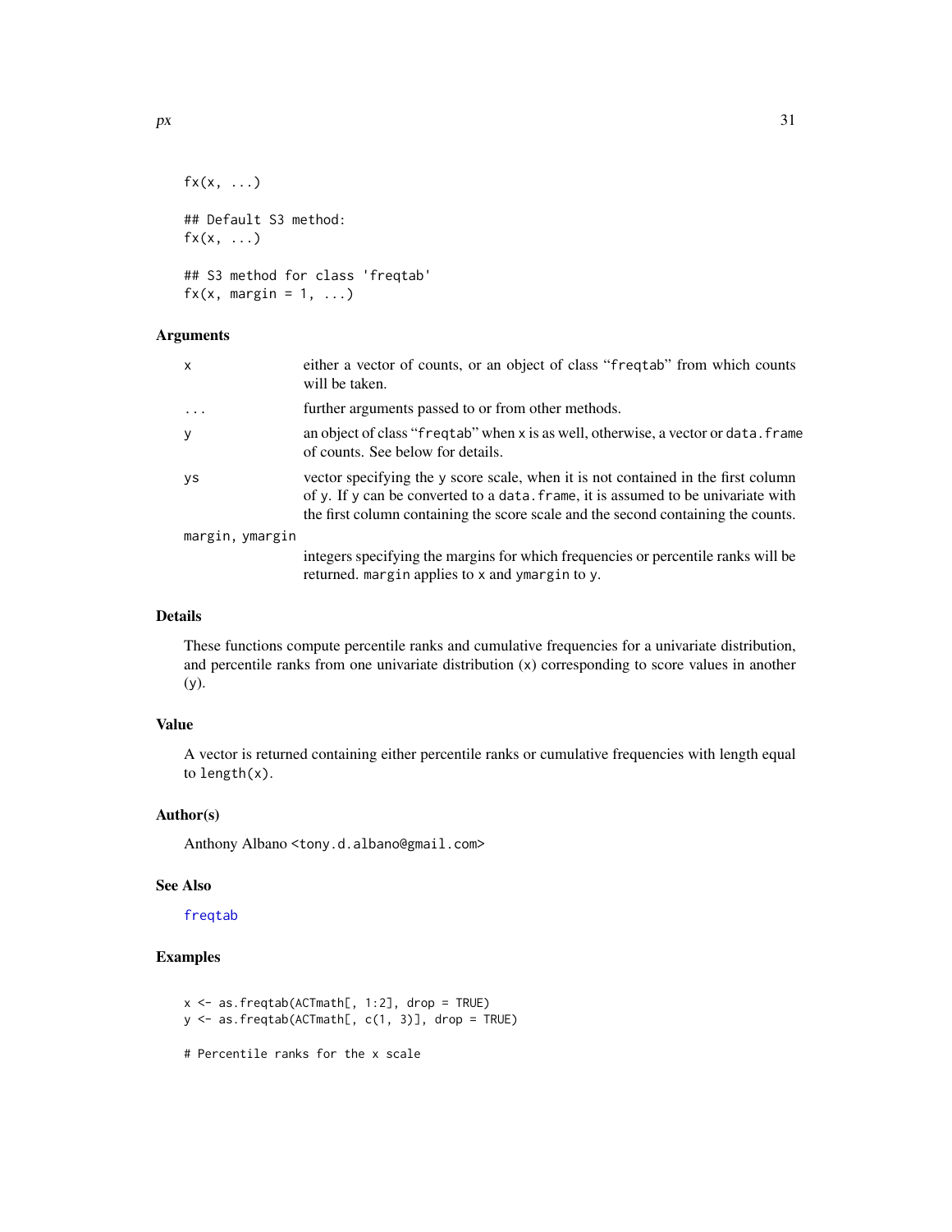```
fx(x, ...)

## Default S3 method:
fx(x, ...)

## S3 method for class 'freqtab'
fx(x, margin = 1, ...)
```

### Arguments

| | |
|---|---|
| x | either a vector of counts, or an object of class "freqtab" from which counts will be taken. |
| ... | further arguments passed to or from other methods. |
| y | an object of class "freqtab" when x is as well, otherwise, a vector or data.frame of counts. See below for details. |
| ys | vector specifying the y score scale, when it is not contained in the first column of y. If y can be converted to a data.frame, it is assumed to be univariate with the first column containing the score scale and the second containing the counts. |
| margin, ymargin | integers specifying the margins for which frequencies or percentile ranks will be returned. margin applies to x and ymargin to y. |

### Details

These functions compute percentile ranks and cumulative frequencies for a univariate distribution, and percentile ranks from one univariate distribution (x) corresponding to score values in another (y).

### Value

A vector is returned containing either percentile ranks or cumulative frequencies with length equal to length(x).

### Author(s)

Anthony Albano <tony.d.albano@gmail.com>

### See Also

freqtab

### Examples

```
x <- as.freqtab(ACTmath[, 1:2], drop = TRUE)
y <- as.freqtab(ACTmath[, c(1, 3)], drop = TRUE)

# Percentile ranks for the x scale
```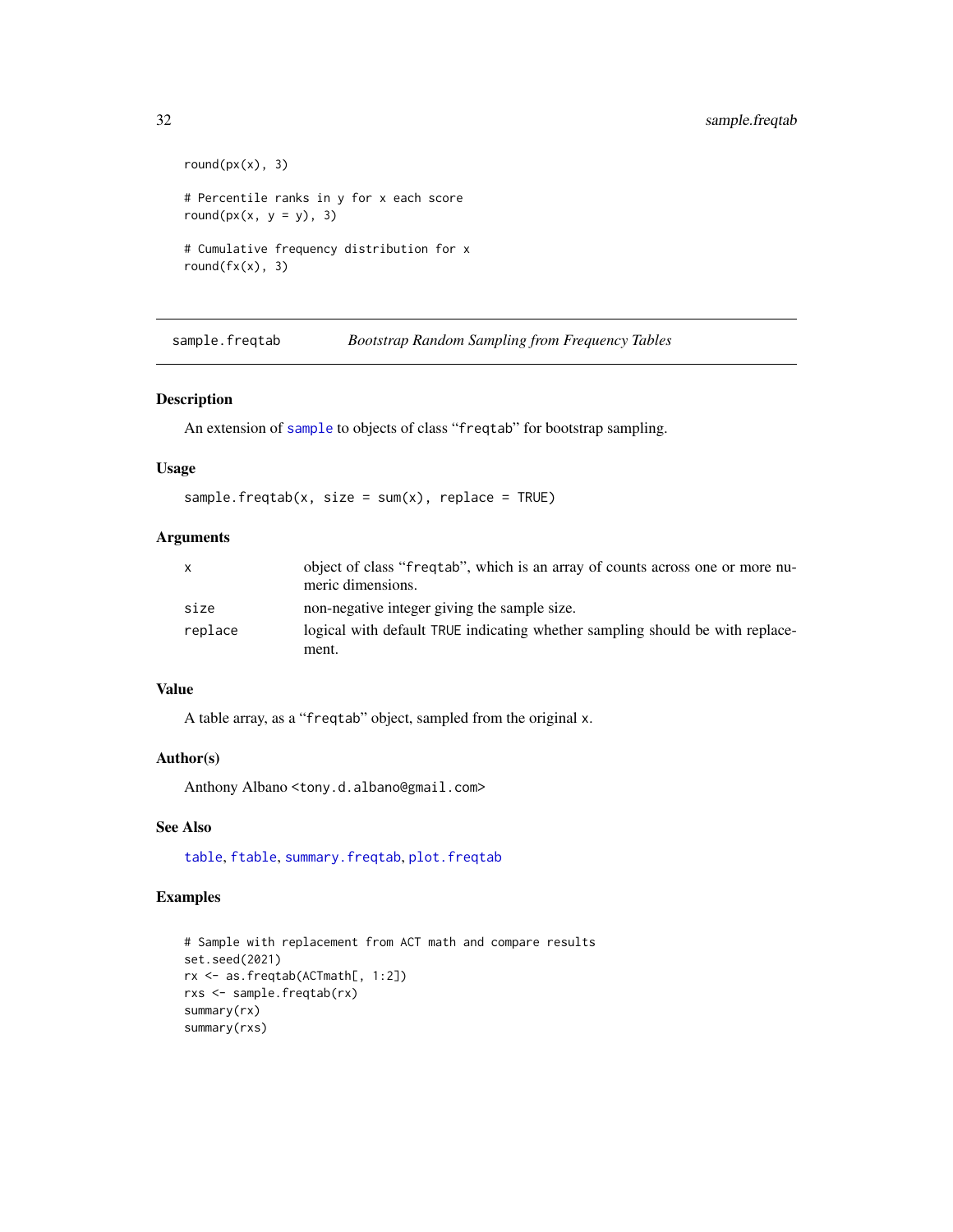```
round(px(x), 3)

# Percentile ranks in y for x each score
round(px(x, y = y), 3)

# Cumulative frequency distribution for x
round(fx(x), 3)
```

## sample.freqtab — *Bootstrap Random Sampling from Frequency Tables*

### Description

An extension of `sample` to objects of class "`freqtab`" for bootstrap sampling.

### Usage

```
sample.freqtab(x, size = sum(x), replace = TRUE)
```

### Arguments

| | |
|---|---|
| `x` | object of class "`freqtab`", which is an array of counts across one or more numeric dimensions. |
| `size` | non-negative integer giving the sample size. |
| `replace` | logical with default `TRUE` indicating whether sampling should be with replacement. |

### Value

A table array, as a "`freqtab`" object, sampled from the original `x`.

### Author(s)

Anthony Albano <`tony.d.albano@gmail.com`>

### See Also

`table`, `ftable`, `summary.freqtab`, `plot.freqtab`

### Examples

```
# Sample with replacement from ACT math and compare results
set.seed(2021)
rx <- as.freqtab(ACTmath[, 1:2])
rxs <- sample.freqtab(rx)
summary(rx)
summary(rxs)
```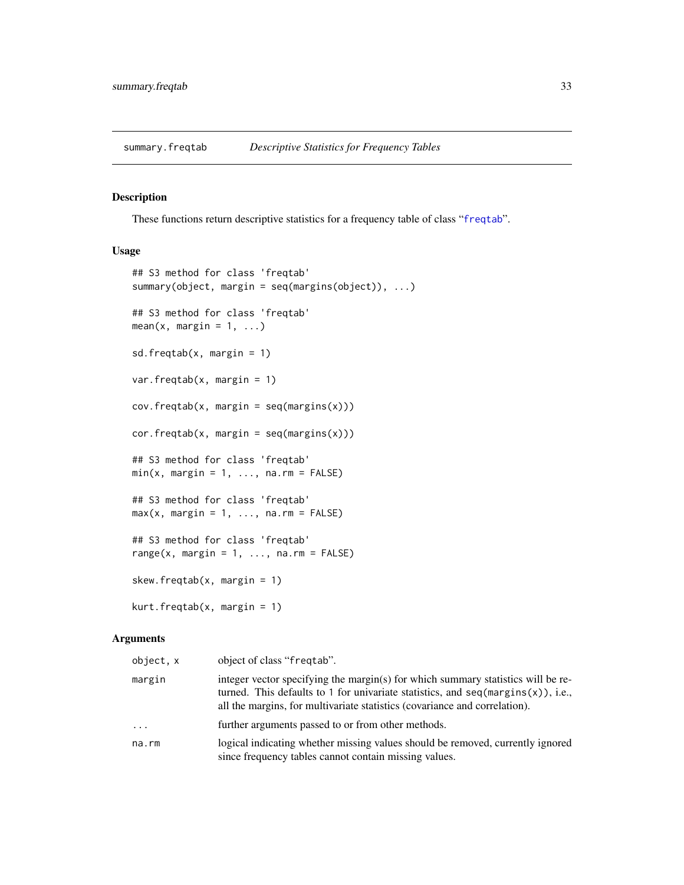## summary.freqtab — *Descriptive Statistics for Frequency Tables*

### Description

These functions return descriptive statistics for a frequency table of class "freqtab".

### Usage

```
## S3 method for class 'freqtab'
summary(object, margin = seq(margins(object)), ...)

## S3 method for class 'freqtab'
mean(x, margin = 1, ...)

sd.freqtab(x, margin = 1)

var.freqtab(x, margin = 1)

cov.freqtab(x, margin = seq(margins(x)))

cor.freqtab(x, margin = seq(margins(x)))

## S3 method for class 'freqtab'
min(x, margin = 1, ..., na.rm = FALSE)

## S3 method for class 'freqtab'
max(x, margin = 1, ..., na.rm = FALSE)

## S3 method for class 'freqtab'
range(x, margin = 1, ..., na.rm = FALSE)

skew.freqtab(x, margin = 1)

kurt.freqtab(x, margin = 1)
```

### Arguments

| | |
|---|---|
| `object, x` | object of class "freqtab". |
| `margin` | integer vector specifying the margin(s) for which summary statistics will be returned. This defaults to 1 for univariate statistics, and `seq(margins(x))`, i.e., all the margins, for multivariate statistics (covariance and correlation). |
| `...` | further arguments passed to or from other methods. |
| `na.rm` | logical indicating whether missing values should be removed, currently ignored since frequency tables cannot contain missing values. |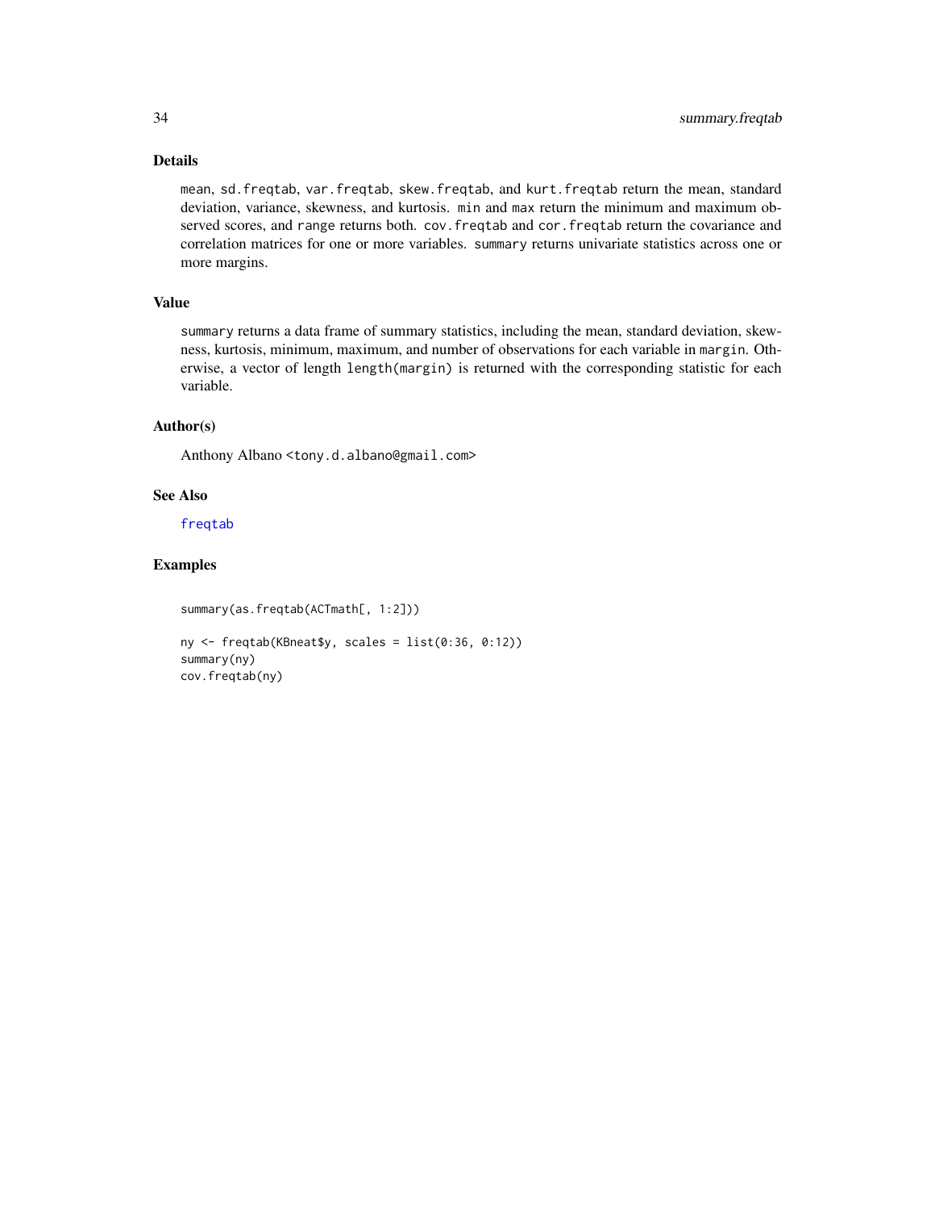### Details

mean, sd.freqtab, var.freqtab, skew.freqtab, and kurt.freqtab return the mean, standard deviation, variance, skewness, and kurtosis. min and max return the minimum and maximum observed scores, and range returns both. cov.freqtab and cor.freqtab return the covariance and correlation matrices for one or more variables. summary returns univariate statistics across one or more margins.

### Value

summary returns a data frame of summary statistics, including the mean, standard deviation, skewness, kurtosis, minimum, maximum, and number of observations for each variable in margin. Otherwise, a vector of length length(margin) is returned with the corresponding statistic for each variable.

### Author(s)

Anthony Albano <tony.d.albano@gmail.com>

### See Also

freqtab

### Examples

```
summary(as.freqtab(ACTmath[, 1:2]))

ny <- freqtab(KBneat$y, scales = list(0:36, 0:12))
summary(ny)
cov.freqtab(ny)
```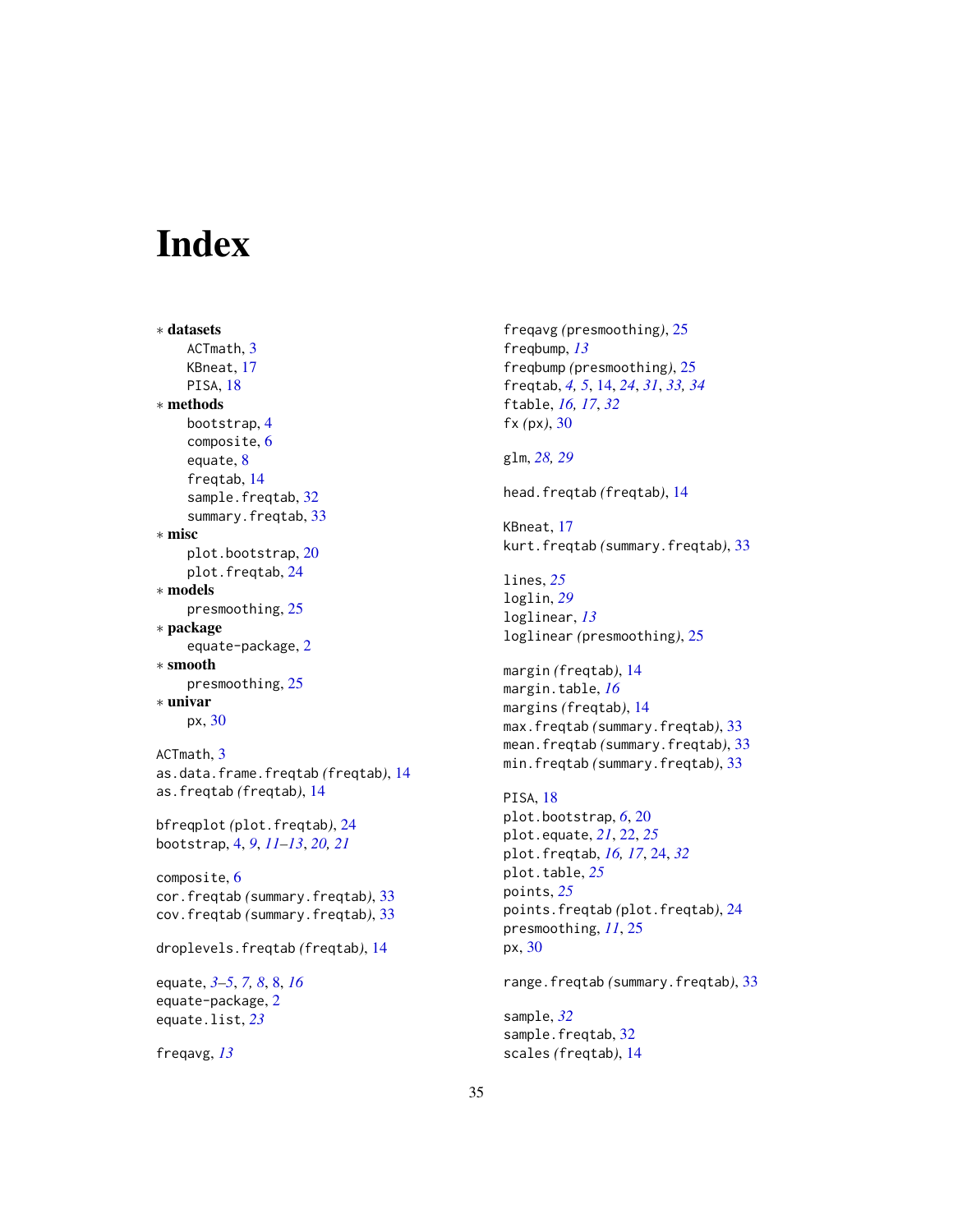# Index

∗ **datasets**
  ACTmath, 3
  KBneat, 17
  PISA, 18
∗ **methods**
  bootstrap, 4
  composite, 6
  equate, 8
  freqtab, 14
  sample.freqtab, 32
  summary.freqtab, 33
∗ **misc**
  plot.bootstrap, 20
  plot.freqtab, 24
∗ **models**
  presmoothing, 25
∗ **package**
  equate-package, 2
∗ **smooth**
  presmoothing, 25
∗ **univar**
  px, 30

ACTmath, 3
as.data.frame.freqtab *(*freqtab*)*, 14
as.freqtab *(*freqtab*)*, 14

bfreqplot *(*plot.freqtab*)*, 24
bootstrap, 4, *9*, *11–13*, *20, 21*

composite, 6
cor.freqtab *(*summary.freqtab*)*, 33
cov.freqtab *(*summary.freqtab*)*, 33

droplevels.freqtab *(*freqtab*)*, 14

equate, *3–5*, *7, 8*, 8, *16*
equate-package, 2
equate.list, *23*

freqavg, *13*
freqavg *(*presmoothing*)*, 25
freqbump, *13*
freqbump *(*presmoothing*)*, 25
freqtab, *4, 5*, 14, *24*, *31*, *33, 34*
ftable, *16, 17*, *32*
fx *(*px*)*, 30

glm, *28, 29*

head.freqtab *(*freqtab*)*, 14

KBneat, 17
kurt.freqtab *(*summary.freqtab*)*, 33

lines, *25*
loglin, *29*
loglinear, *13*
loglinear *(*presmoothing*)*, 25

margin *(*freqtab*)*, 14
margin.table, *16*
margins *(*freqtab*)*, 14
max.freqtab *(*summary.freqtab*)*, 33
mean.freqtab *(*summary.freqtab*)*, 33
min.freqtab *(*summary.freqtab*)*, 33

PISA, 18
plot.bootstrap, *6*, 20
plot.equate, *21*, 22, *25*
plot.freqtab, *16, 17*, 24, *32*
plot.table, *25*
points, *25*
points.freqtab *(*plot.freqtab*)*, 24
presmoothing, *11*, 25
px, 30

range.freqtab *(*summary.freqtab*)*, 33

sample, *32*
sample.freqtab, 32
scales *(*freqtab*)*, 14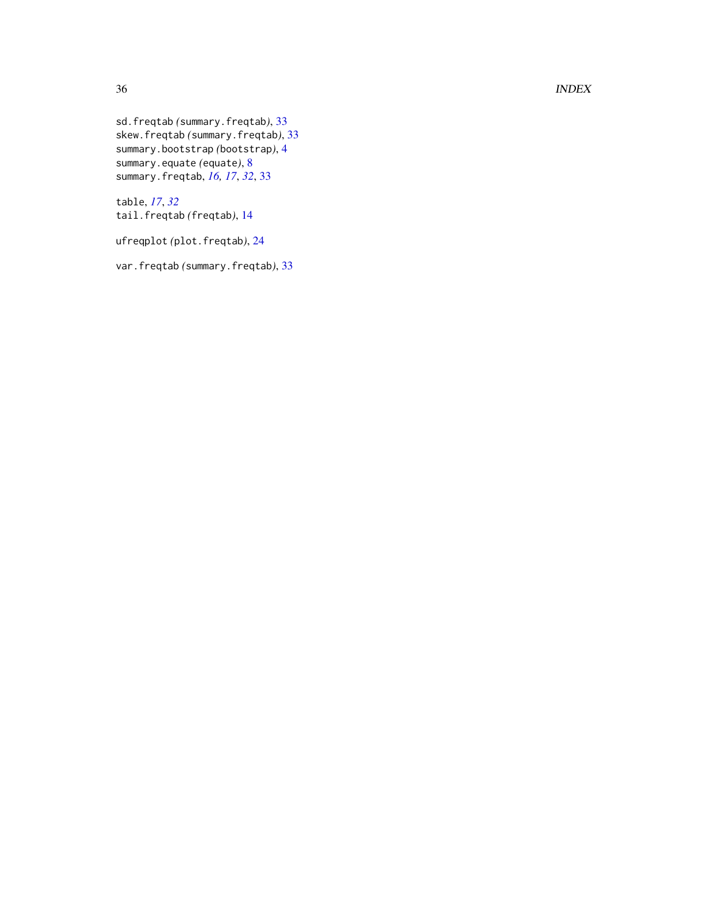sd.freqtab (summary.freqtab), 33
skew.freqtab (summary.freqtab), 33
summary.bootstrap (bootstrap), 4
summary.equate (equate), 8
summary.freqtab, *16, 17*, *32*, 33

table, *17*, *32*
tail.freqtab (freqtab), 14

ufreqplot (plot.freqtab), 24

var.freqtab (summary.freqtab), 33